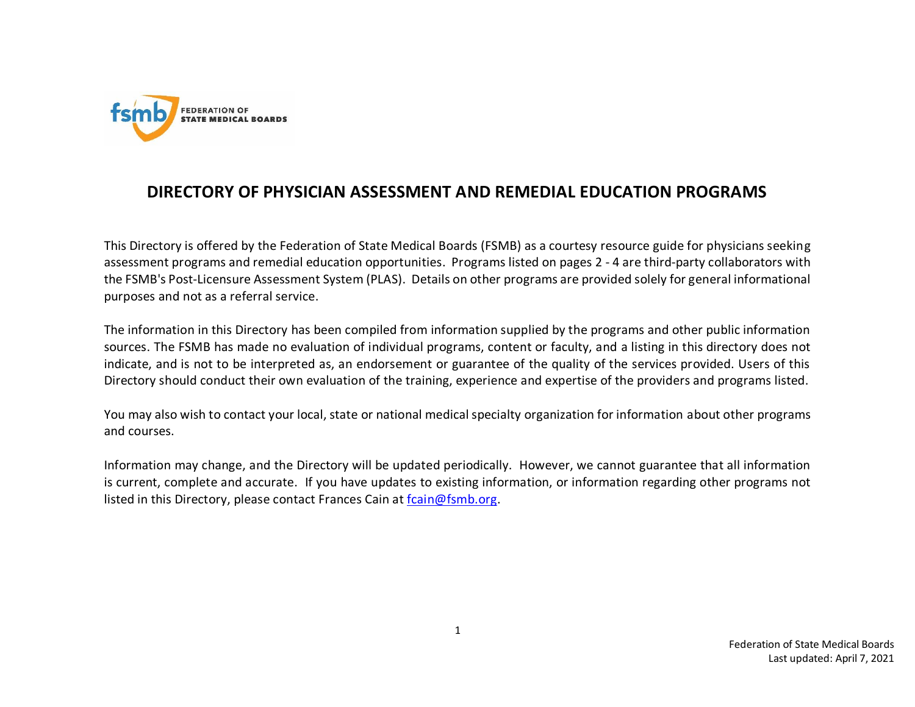# DIRECTORY OF PHYSICIAN ASSESSMENT AND REMEDIAL EDUCATION PROGRAMS

This Directory is offered by the Federation of State Medical Boards (FSMB) as a courtesy resource guide for physicians seeking assessment programs and remedial education opportunities. Programs listed on pages 2 - 4 are third-party collaborators with the FSMB's Post-Licensure Assessment System (PLAS). Details on other programs are provided solely for general informational purposes and not as a referral service.

The information in this Directory has been compiled from information supplied by the programs and other public information sources. The FSMB has made no evaluation of individual programs, content or faculty, and a listing in this directory does not indicate, and is not to be interpreted as, an endorsement or guarantee of the quality of the services provided. Users of this Directory should conduct their own evaluation of the training, experience and expertise of the providers and programs listed.

You may also wish to contact your local, state or national medical specialty organization for information about other programs and courses.

Information may change, and the Directory will be updated periodically. However, we cannot guarantee that all information is current, complete and accurate. If you have updates to existing information, or information regarding other programs not listed in this Directory, please contact Frances Cain at fcain@fsmb.org.

Federation of State Medical Boards
Last updated: April 7, 2021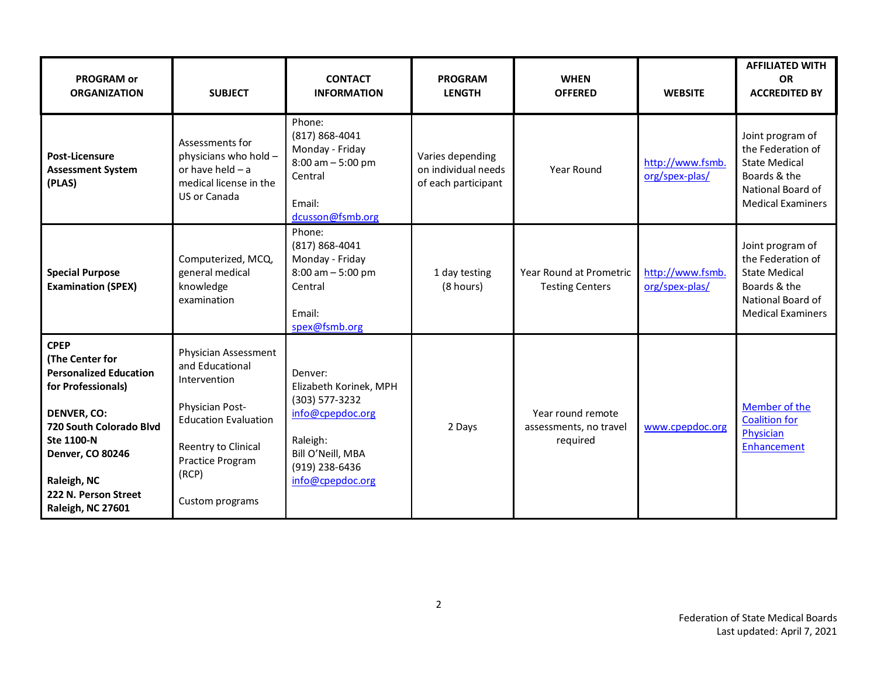| PROGRAM or ORGANIZATION | SUBJECT | CONTACT INFORMATION | PROGRAM LENGTH | WHEN OFFERED | WEBSITE | AFFILIATED WITH OR ACCREDITED BY |
|---|---|---|---|---|---|---|
| **Post-Licensure Assessment System (PLAS)** | Assessments for physicians who hold – or have held – a medical license in the US or Canada | Phone: (817) 868-4041 Monday - Friday 8:00 am – 5:00 pm Central<br><br>Email: dcusson@fsmb.org | Varies depending on individual needs of each participant | Year Round | http://www.fsmb.org/spex-plas/ | Joint program of the Federation of State Medical Boards & the National Board of Medical Examiners |
| **Special Purpose Examination (SPEX)** | Computerized, MCQ, general medical knowledge examination | Phone: (817) 868-4041 Monday - Friday 8:00 am – 5:00 pm Central<br><br>Email: spex@fsmb.org | 1 day testing (8 hours) | Year Round at Prometric Testing Centers | http://www.fsmb.org/spex-plas/ | Joint program of the Federation of State Medical Boards & the National Board of Medical Examiners |
| **CPEP (The Center for Personalized Education for Professionals)**<br><br>**DENVER, CO: 720 South Colorado Blvd Ste 1100-N Denver, CO 80246**<br><br>**Raleigh, NC 222 N. Person Street Raleigh, NC 27601** | Physician Assessment and Educational Intervention<br><br>Physician Post-Education Evaluation<br><br>Reentry to Clinical Practice Program (RCP)<br><br>Custom programs | Denver: Elizabeth Korinek, MPH (303) 577-3232 info@cpepdoc.org<br><br>Raleigh: Bill O'Neill, MBA (919) 238-6436 info@cpepdoc.org | 2 Days | Year round remote assessments, no travel required | www.cpepdoc.org | Member of the Coalition for Physician Enhancement |

Federation of State Medical Boards
Last updated: April 7, 2021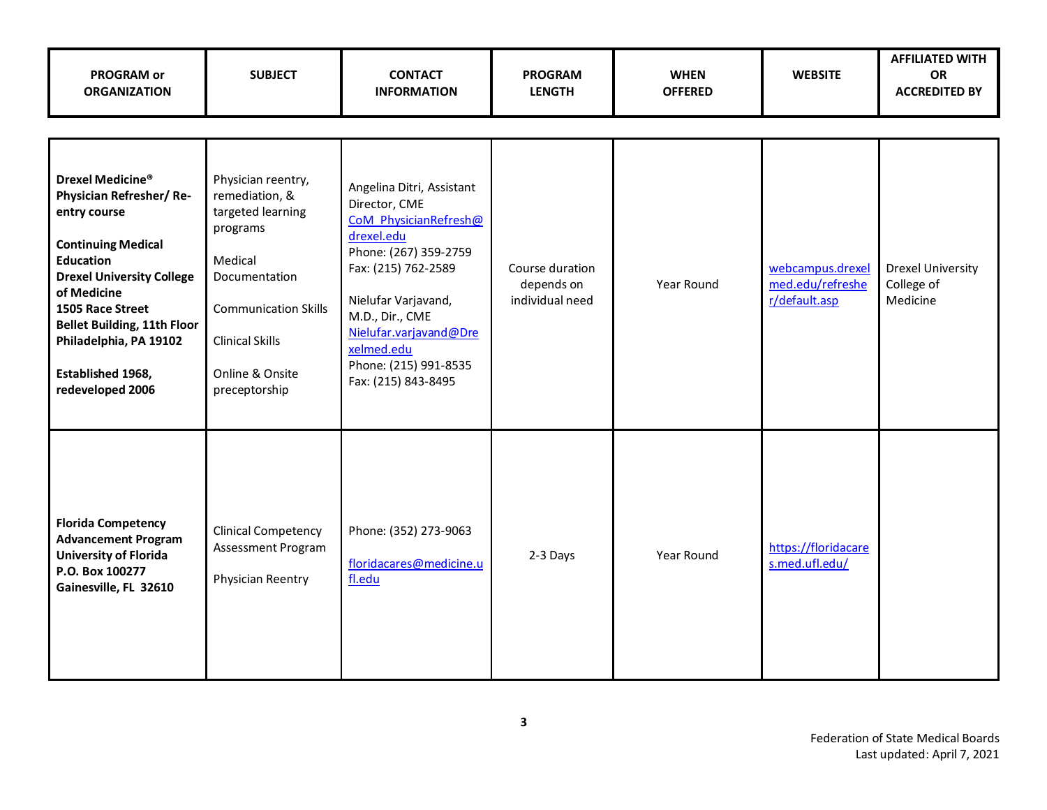| PROGRAM or ORGANIZATION | SUBJECT | CONTACT INFORMATION | PROGRAM LENGTH | WHEN OFFERED | WEBSITE | AFFILIATED WITH OR ACCREDITED BY |
|---|---|---|---|---|---|---|
| **Drexel Medicine® Physician Refresher/ Re-entry course**<br><br>**Continuing Medical Education**<br>**Drexel University College of Medicine**<br>**1505 Race Street**<br>**Bellet Building, 11th Floor**<br>**Philadelphia, PA 19102**<br><br>**Established 1968, redeveloped 2006** | Physician reentry, remediation, & targeted learning programs<br><br>Medical Documentation<br><br>Communication Skills<br><br>Clinical Skills<br><br>Online & Onsite preceptorship | Angelina Ditri, Assistant Director, CME<br>CoM_PhysicianRefresh@drexel.edu<br>Phone: (267) 359-2759<br>Fax: (215) 762-2589<br><br>Nielufar Varjavand, M.D., Dir., CME<br>Nielufar.varjavand@Drexelmed.edu<br>Phone: (215) 991-8535<br>Fax: (215) 843-8495 | Course duration depends on individual need | Year Round | webcampus.drexelmed.edu/refresher/default.asp | Drexel University College of Medicine |
| **Florida Competency Advancement Program**<br>**University of Florida**<br>**P.O. Box 100277**<br>**Gainesville, FL 32610** | Clinical Competency Assessment Program<br><br>Physician Reentry | Phone: (352) 273-9063<br><br>floridacares@medicine.ufl.edu | 2-3 Days | Year Round | https://floridacares.med.ufl.edu/ | |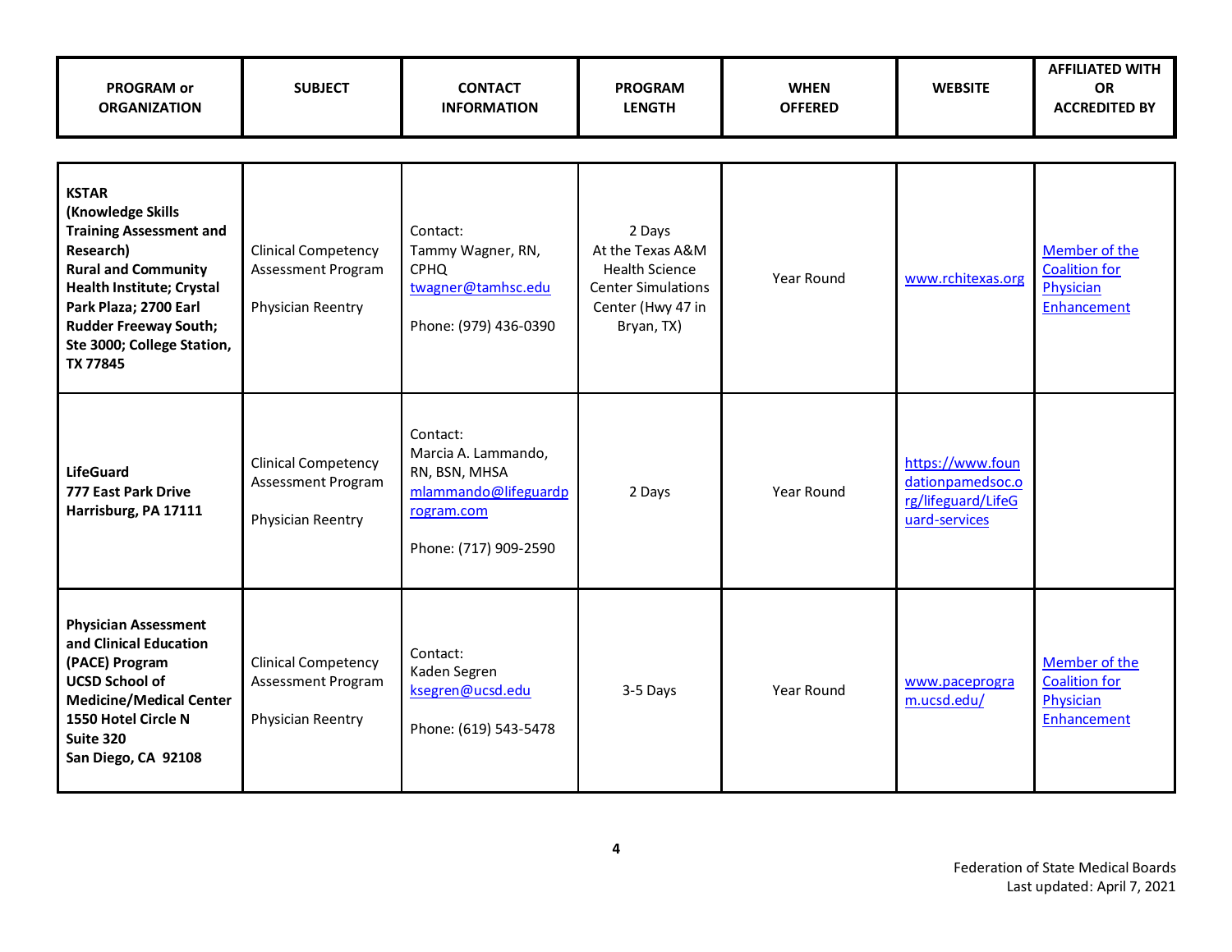| PROGRAM or ORGANIZATION | SUBJECT | CONTACT INFORMATION | PROGRAM LENGTH | WHEN OFFERED | WEBSITE | AFFILIATED WITH OR ACCREDITED BY |
|---|---|---|---|---|---|---|
| **KSTAR (Knowledge Skills Training Assessment and Research) Rural and Community Health Institute; Crystal Park Plaza; 2700 Earl Rudder Freeway South; Ste 3000; College Station, TX 77845** | Clinical Competency Assessment Program<br><br>Physician Reentry | Contact:<br>Tammy Wagner, RN, CPHQ<br>twagner@tamhsc.edu<br><br>Phone: (979) 436-0390 | 2 Days<br>At the Texas A&M Health Science Center Simulations Center (Hwy 47 in Bryan, TX) | Year Round | www.rchitexas.org | Member of the Coalition for Physician Enhancement |
| **LifeGuard 777 East Park Drive Harrisburg, PA 17111** | Clinical Competency Assessment Program<br><br>Physician Reentry | Contact:<br>Marcia A. Lammando, RN, BSN, MHSA<br>mlammando@lifeguardprogram.com<br><br>Phone: (717) 909-2590 | 2 Days | Year Round | https://www.foundationpamedsoc.org/lifeguard/LifeGuard-services | |
| **Physician Assessment and Clinical Education (PACE) Program UCSD School of Medicine/Medical Center 1550 Hotel Circle N Suite 320 San Diego, CA 92108** | Clinical Competency Assessment Program<br><br>Physician Reentry | Contact:<br>Kaden Segren<br>ksegren@ucsd.edu<br><br>Phone: (619) 543-5478 | 3-5 Days | Year Round | www.paceprogram.ucsd.edu/ | Member of the Coalition for Physician Enhancement |

Federation of State Medical Boards
Last updated: April 7, 2021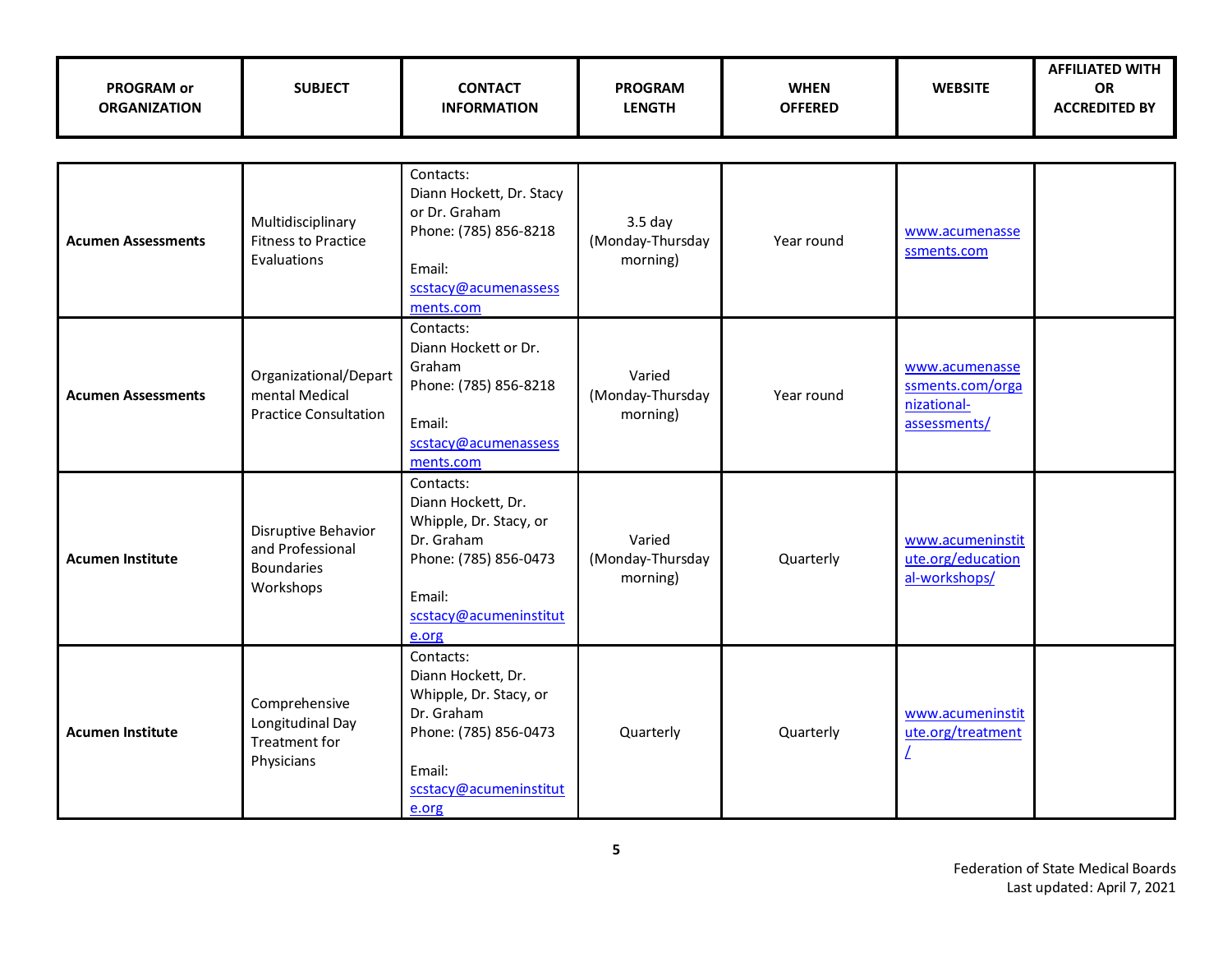| PROGRAM or ORGANIZATION | SUBJECT | CONTACT INFORMATION | PROGRAM LENGTH | WHEN OFFERED | WEBSITE | AFFILIATED WITH OR ACCREDITED BY |
|---|---|---|---|---|---|---|
| **Acumen Assessments** | Multidisciplinary Fitness to Practice Evaluations | Contacts: Diann Hockett, Dr. Stacy or Dr. Graham Phone: (785) 856-8218 Email: scstacy@acumenassessments.com | 3.5 day (Monday-Thursday morning) | Year round | www.acumenassessments.com | |
| **Acumen Assessments** | Organizational/Departmental Medical Practice Consultation | Contacts: Diann Hockett or Dr. Graham Phone: (785) 856-8218 Email: scstacy@acumenassessments.com | Varied (Monday-Thursday morning) | Year round | www.acumenassessments.com/organizational-assessments/ | |
| **Acumen Institute** | Disruptive Behavior and Professional Boundaries Workshops | Contacts: Diann Hockett, Dr. Whipple, Dr. Stacy, or Dr. Graham Phone: (785) 856-0473 Email: scstacy@acumeninstitute.org | Varied (Monday-Thursday morning) | Quarterly | www.acumeninstitute.org/educational-workshops/ | |
| **Acumen Institute** | Comprehensive Longitudinal Day Treatment for Physicians | Contacts: Diann Hockett, Dr. Whipple, Dr. Stacy, or Dr. Graham Phone: (785) 856-0473 Email: scstacy@acumeninstitute.org | Quarterly | Quarterly | www.acumeninstitute.org/treatment/ | |

Federation of State Medical Boards
Last updated: April 7, 2021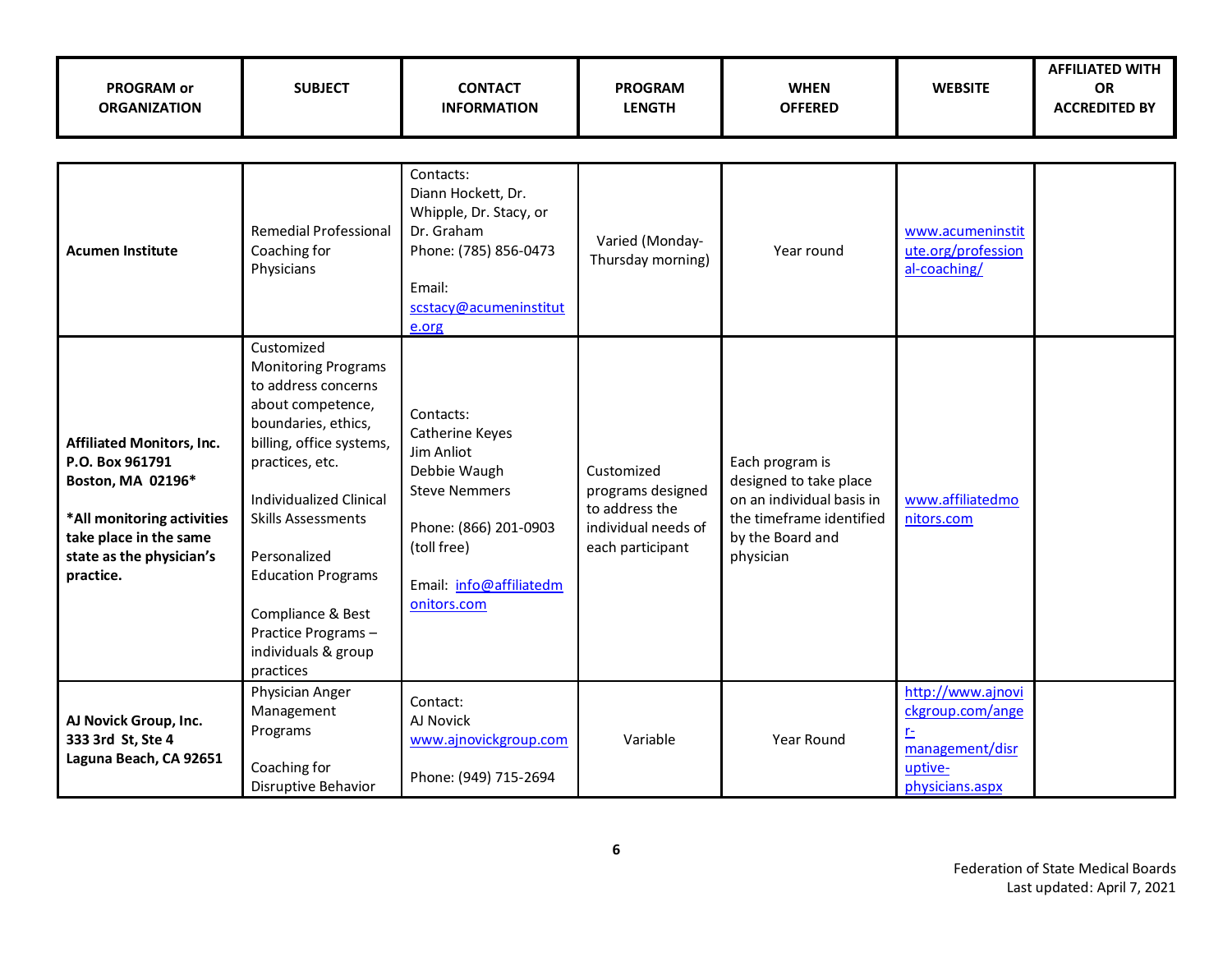| PROGRAM or ORGANIZATION | SUBJECT | CONTACT INFORMATION | PROGRAM LENGTH | WHEN OFFERED | WEBSITE | AFFILIATED WITH OR ACCREDITED BY |
|---|---|---|---|---|---|---|
| **Acumen Institute** | Remedial Professional Coaching for Physicians | Contacts:<br>Diann Hockett, Dr. Whipple, Dr. Stacy, or Dr. Graham<br>Phone: (785) 856-0473<br><br>Email:<br>scstacy@acumeninstitute.org | Varied (Monday-Thursday morning) | Year round | www.acumeninstitute.org/professional-coaching/ | |
| **Affiliated Monitors, Inc.<br>P.O. Box 961791<br>Boston, MA 02196*<br><br>*All monitoring activities take place in the same state as the physician's practice.** | Customized Monitoring Programs to address concerns about competence, boundaries, ethics, billing, office systems, practices, etc.<br><br>Individualized Clinical Skills Assessments<br><br>Personalized Education Programs<br><br>Compliance & Best Practice Programs – individuals & group practices | Contacts:<br>Catherine Keyes<br>Jim Anliot<br>Debbie Waugh<br>Steve Nemmers<br><br>Phone: (866) 201-0903 (toll free)<br><br>Email: info@affiliatedmonitors.com | Customized programs designed to address the individual needs of each participant | Each program is designed to take place on an individual basis in the timeframe identified by the Board and physician | www.affiliatedmonitors.com | |
| **AJ Novick Group, Inc.<br>333 3rd St, Ste 4<br>Laguna Beach, CA 92651** | Physician Anger Management Programs<br><br>Coaching for Disruptive Behavior | Contact:<br>AJ Novick<br>www.ajnovickgroup.com<br><br>Phone: (949) 715-2694 | Variable | Year Round | http://www.ajnovickgroup.com/anger-management/disruptive-physicians.aspx | |

Federation of State Medical Boards
Last updated: April 7, 2021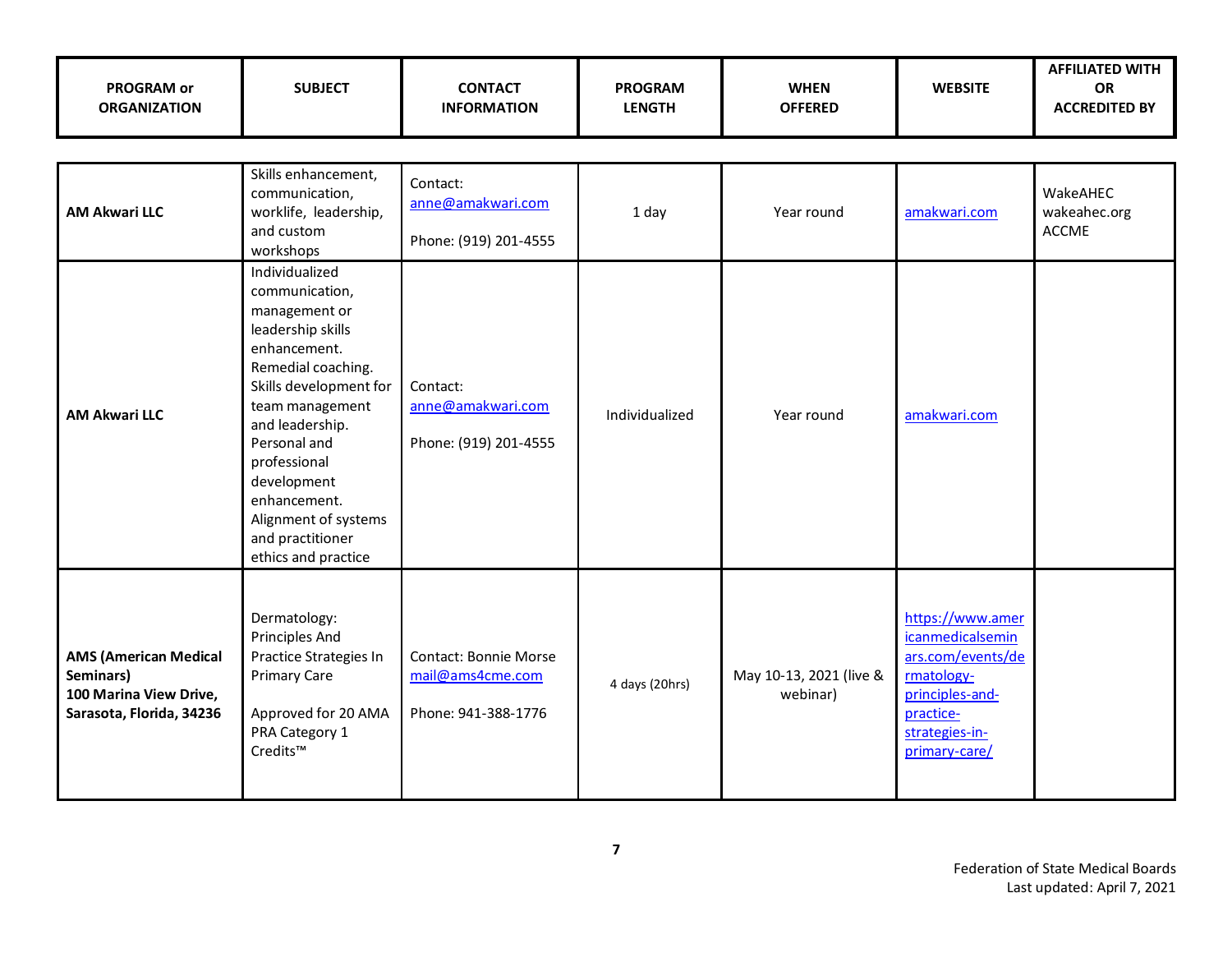| PROGRAM or ORGANIZATION | SUBJECT | CONTACT INFORMATION | PROGRAM LENGTH | WHEN OFFERED | WEBSITE | AFFILIATED WITH OR ACCREDITED BY |
|---|---|---|---|---|---|---|
| **AM Akwari LLC** | Skills enhancement, communication, worklife, leadership, and custom workshops | Contact: anne@amakwari.com<br><br>Phone: (919) 201-4555 | 1 day | Year round | amakwari.com | WakeAHEC wakeahec.org ACCME |
| **AM Akwari LLC** | Individualized communication, management or leadership skills enhancement. Remedial coaching. Skills development for team management and leadership. Personal and professional development enhancement. Alignment of systems and practitioner ethics and practice | Contact: anne@amakwari.com<br><br>Phone: (919) 201-4555 | Individualized | Year round | amakwari.com | |
| **AMS (American Medical Seminars) 100 Marina View Drive, Sarasota, Florida, 34236** | Dermatology: Principles And Practice Strategies In Primary Care<br><br>Approved for 20 AMA PRA Category 1 Credits™ | Contact: Bonnie Morse mail@ams4cme.com<br><br>Phone: 941-388-1776 | 4 days (20hrs) | May 10-13, 2021 (live & webinar) | https://www.americanmedicalseminars.com/events/dermatology-principles-and-practice-strategies-in-primary-care/ | |

Federation of State Medical Boards
Last updated: April 7, 2021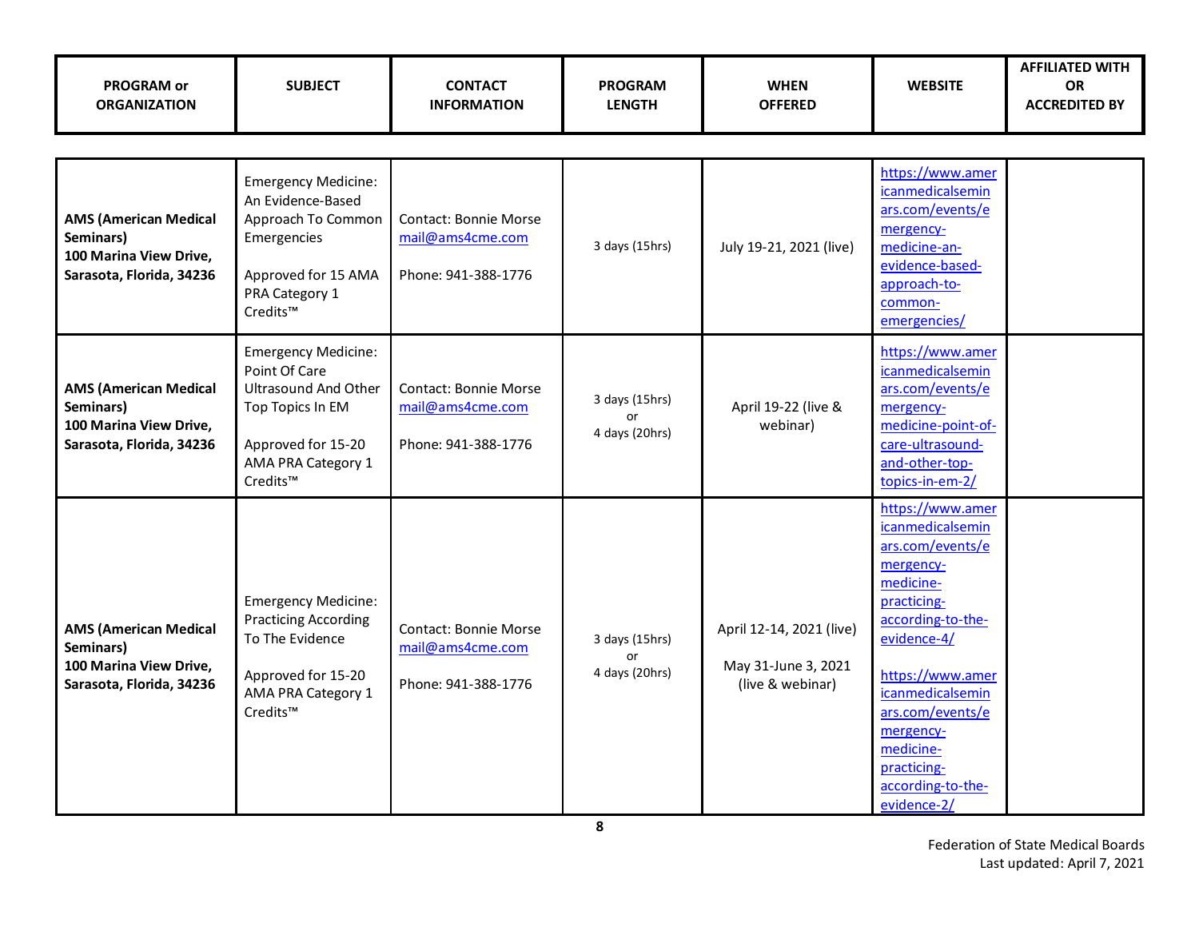| PROGRAM or ORGANIZATION | SUBJECT | CONTACT INFORMATION | PROGRAM LENGTH | WHEN OFFERED | WEBSITE | AFFILIATED WITH OR ACCREDITED BY |
|---|---|---|---|---|---|---|
| **AMS (American Medical Seminars) 100 Marina View Drive, Sarasota, Florida, 34236** | Emergency Medicine: An Evidence-Based Approach To Common Emergencies<br><br>Approved for 15 AMA PRA Category 1 Credits™ | Contact: Bonnie Morse mail@ams4cme.com<br><br>Phone: 941-388-1776 | 3 days (15hrs) | July 19-21, 2021 (live) | https://www.americanmedicalseminars.com/events/emergency-medicine-an-evidence-based-approach-to-common-emergencies/ | |
| **AMS (American Medical Seminars) 100 Marina View Drive, Sarasota, Florida, 34236** | Emergency Medicine: Point Of Care Ultrasound And Other Top Topics In EM<br><br>Approved for 15-20 AMA PRA Category 1 Credits™ | Contact: Bonnie Morse mail@ams4cme.com<br><br>Phone: 941-388-1776 | 3 days (15hrs) or 4 days (20hrs) | April 19-22 (live & webinar) | https://www.americanmedicalseminars.com/events/emergency-medicine-point-of-care-ultrasound-and-other-top-topics-in-em-2/ | |
| **AMS (American Medical Seminars) 100 Marina View Drive, Sarasota, Florida, 34236** | Emergency Medicine: Practicing According To The Evidence<br><br>Approved for 15-20 AMA PRA Category 1 Credits™ | Contact: Bonnie Morse mail@ams4cme.com<br><br>Phone: 941-388-1776 | 3 days (15hrs) or 4 days (20hrs) | April 12-14, 2021 (live)<br><br>May 31-June 3, 2021 (live & webinar) | https://www.americanmedicalseminars.com/events/emergency-medicine-practicing-according-to-the-evidence-4/<br><br>https://www.americanmedicalseminars.com/events/emergency-medicine-practicing-according-to-the-evidence-2/ | |

Federation of State Medical Boards
Last updated: April 7, 2021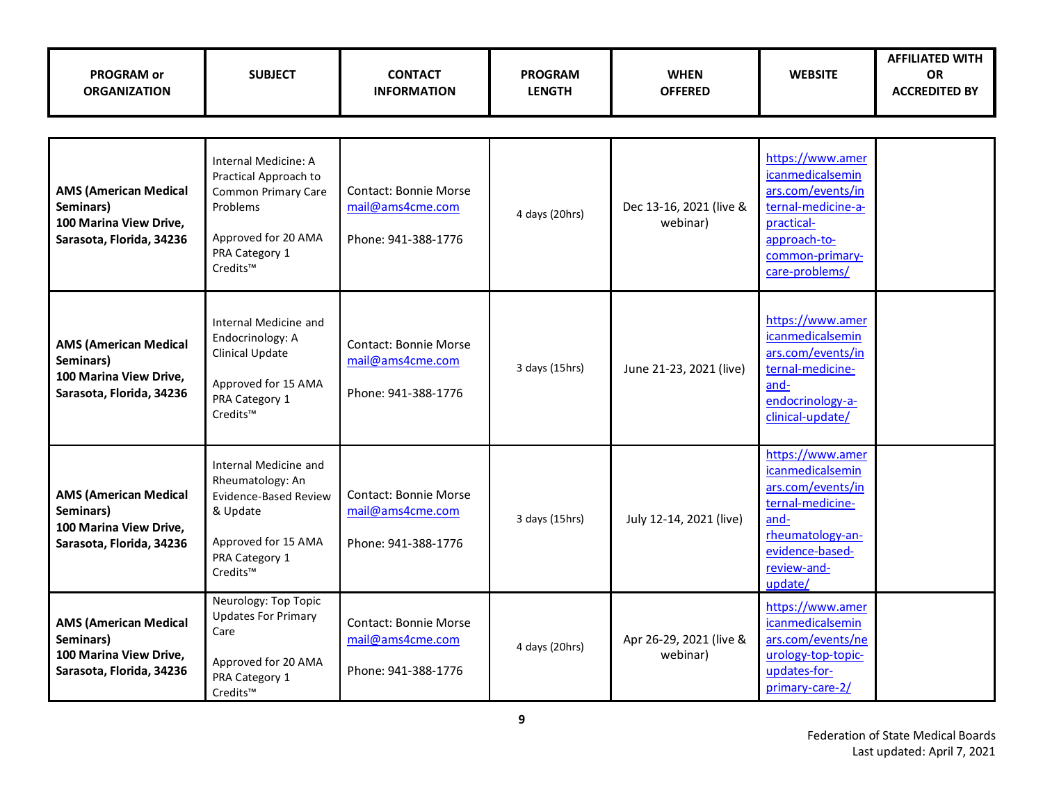| PROGRAM or ORGANIZATION | SUBJECT | CONTACT INFORMATION | PROGRAM LENGTH | WHEN OFFERED | WEBSITE | AFFILIATED WITH OR ACCREDITED BY |
|---|---|---|---|---|---|---|
| **AMS (American Medical Seminars) 100 Marina View Drive, Sarasota, Florida, 34236** | Internal Medicine: A Practical Approach to Common Primary Care Problems<br><br>Approved for 20 AMA PRA Category 1 Credits™ | Contact: Bonnie Morse mail@ams4cme.com<br><br>Phone: 941-388-1776 | 4 days (20hrs) | Dec 13-16, 2021 (live & webinar) | https://www.americanmedicalseminars.com/events/internal-medicine-a-practical-approach-to-common-primary-care-problems/ | |
| **AMS (American Medical Seminars) 100 Marina View Drive, Sarasota, Florida, 34236** | Internal Medicine and Endocrinology: A Clinical Update<br><br>Approved for 15 AMA PRA Category 1 Credits™ | Contact: Bonnie Morse mail@ams4cme.com<br><br>Phone: 941-388-1776 | 3 days (15hrs) | June 21-23, 2021 (live) | https://www.americanmedicalseminars.com/events/internal-medicine-and-endocrinology-a-clinical-update/ | |
| **AMS (American Medical Seminars) 100 Marina View Drive, Sarasota, Florida, 34236** | Internal Medicine and Rheumatology: An Evidence-Based Review & Update<br><br>Approved for 15 AMA PRA Category 1 Credits™ | Contact: Bonnie Morse mail@ams4cme.com<br><br>Phone: 941-388-1776 | 3 days (15hrs) | July 12-14, 2021 (live) | https://www.americanmedicalseminars.com/events/internal-medicine-and-rheumatology-an-evidence-based-review-and-update/ | |
| **AMS (American Medical Seminars) 100 Marina View Drive, Sarasota, Florida, 34236** | Neurology: Top Topic Updates For Primary Care<br><br>Approved for 20 AMA PRA Category 1 Credits™ | Contact: Bonnie Morse mail@ams4cme.com<br><br>Phone: 941-388-1776 | 4 days (20hrs) | Apr 26-29, 2021 (live & webinar) | https://www.americanmedicalseminars.com/events/neurology-top-topic-updates-for-primary-care-2/ | |

Federation of State Medical Boards
Last updated: April 7, 2021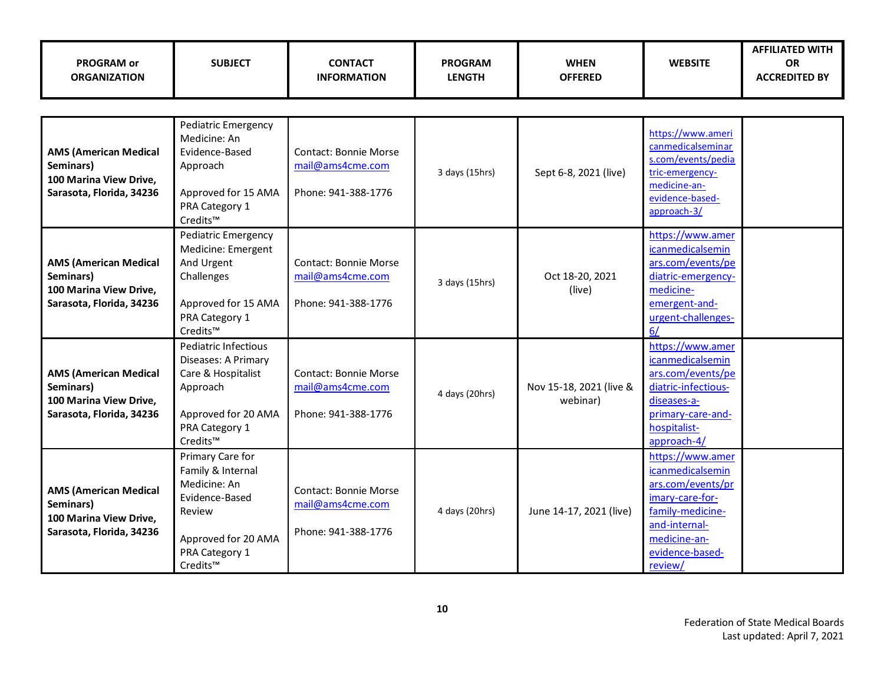| PROGRAM or ORGANIZATION | SUBJECT | CONTACT INFORMATION | PROGRAM LENGTH | WHEN OFFERED | WEBSITE | AFFILIATED WITH OR ACCREDITED BY |
|---|---|---|---|---|---|---|
| **AMS (American Medical Seminars) 100 Marina View Drive, Sarasota, Florida, 34236** | Pediatric Emergency Medicine: An Evidence-Based Approach<br><br>Approved for 15 AMA PRA Category 1 Credits™ | Contact: Bonnie Morse mail@ams4cme.com<br><br>Phone: 941-388-1776 | 3 days (15hrs) | Sept 6-8, 2021 (live) | https://www.americanmedicalseminars.com/events/pediatric-emergency-medicine-an-evidence-based-approach-3/ | |
| **AMS (American Medical Seminars) 100 Marina View Drive, Sarasota, Florida, 34236** | Pediatric Emergency Medicine: Emergent And Urgent Challenges<br><br>Approved for 15 AMA PRA Category 1 Credits™ | Contact: Bonnie Morse mail@ams4cme.com<br><br>Phone: 941-388-1776 | 3 days (15hrs) | Oct 18-20, 2021 (live) | https://www.americanmedicalseminars.com/events/pediatric-emergency-medicine-emergent-and-urgent-challenges-6/ | |
| **AMS (American Medical Seminars) 100 Marina View Drive, Sarasota, Florida, 34236** | Pediatric Infectious Diseases: A Primary Care & Hospitalist Approach<br><br>Approved for 20 AMA PRA Category 1 Credits™ | Contact: Bonnie Morse mail@ams4cme.com<br><br>Phone: 941-388-1776 | 4 days (20hrs) | Nov 15-18, 2021 (live & webinar) | https://www.americanmedicalseminars.com/events/pediatric-infectious-diseases-a-primary-care-and-hospitalist-approach-4/ | |
| **AMS (American Medical Seminars) 100 Marina View Drive, Sarasota, Florida, 34236** | Primary Care for Family & Internal Medicine: An Evidence-Based Review<br><br>Approved for 20 AMA PRA Category 1 Credits™ | Contact: Bonnie Morse mail@ams4cme.com<br><br>Phone: 941-388-1776 | 4 days (20hrs) | June 14-17, 2021 (live) | https://www.americanmedicalseminars.com/events/primary-care-for-family-medicine-and-internal-medicine-an-evidence-based-review/ | |

Federation of State Medical Boards
Last updated: April 7, 2021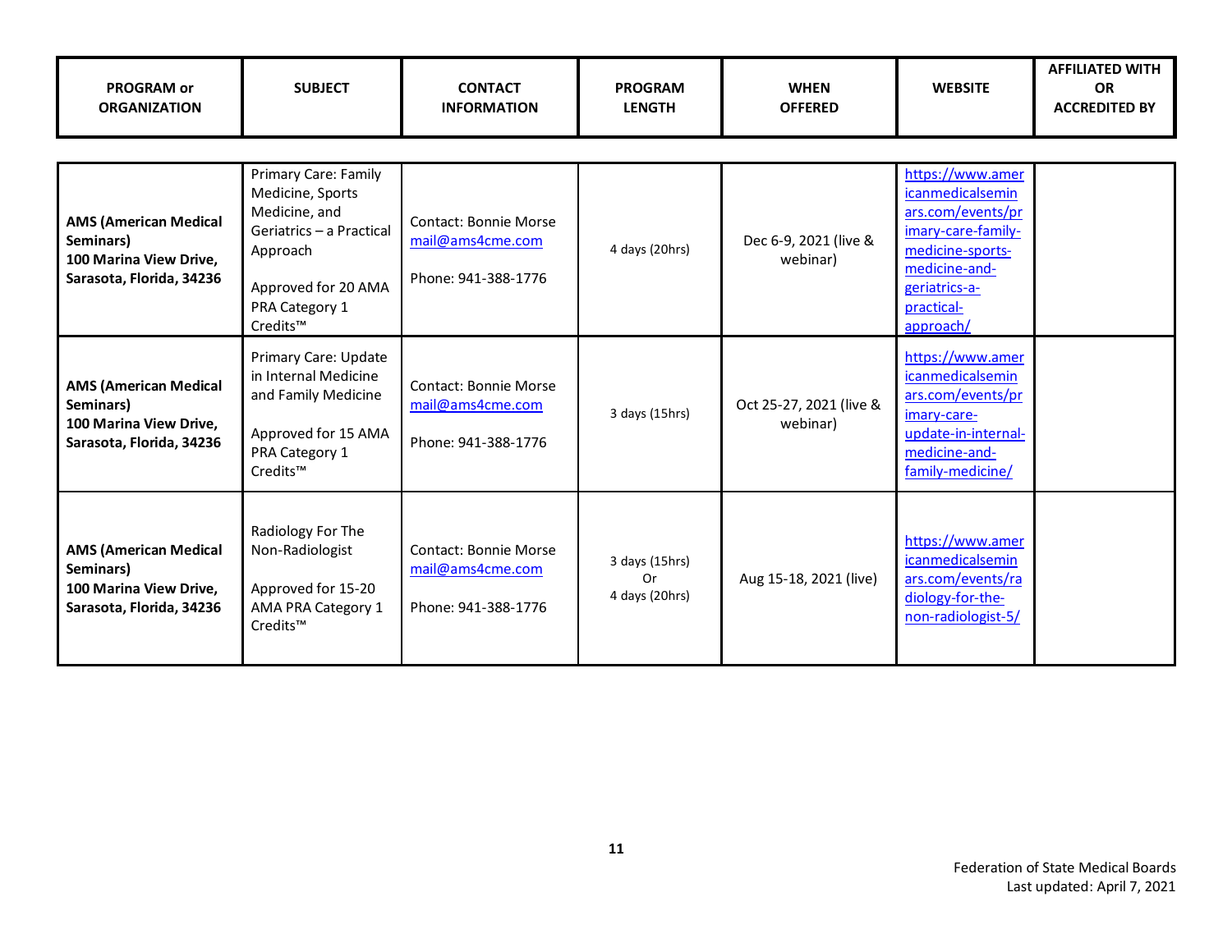| PROGRAM or ORGANIZATION | SUBJECT | CONTACT INFORMATION | PROGRAM LENGTH | WHEN OFFERED | WEBSITE | AFFILIATED WITH OR ACCREDITED BY |
|---|---|---|---|---|---|---|
| **AMS (American Medical Seminars) 100 Marina View Drive, Sarasota, Florida, 34236** | Primary Care: Family Medicine, Sports Medicine, and Geriatrics – a Practical Approach<br><br>Approved for 20 AMA PRA Category 1 Credits™ | Contact: Bonnie Morse<br>mail@ams4cme.com<br><br>Phone: 941-388-1776 | 4 days (20hrs) | Dec 6-9, 2021 (live & webinar) | https://www.americanmedicalseminars.com/events/primary-care-family-medicine-sports-medicine-and-geriatrics-a-practical-approach/ | |
| **AMS (American Medical Seminars) 100 Marina View Drive, Sarasota, Florida, 34236** | Primary Care: Update in Internal Medicine and Family Medicine<br><br>Approved for 15 AMA PRA Category 1 Credits™ | Contact: Bonnie Morse<br>mail@ams4cme.com<br><br>Phone: 941-388-1776 | 3 days (15hrs) | Oct 25-27, 2021 (live & webinar) | https://www.americanmedicalseminars.com/events/primary-care-update-in-internal-medicine-and-family-medicine/ | |
| **AMS (American Medical Seminars) 100 Marina View Drive, Sarasota, Florida, 34236** | Radiology For The Non-Radiologist<br><br>Approved for 15-20 AMA PRA Category 1 Credits™ | Contact: Bonnie Morse<br>mail@ams4cme.com<br><br>Phone: 941-388-1776 | 3 days (15hrs)<br>Or<br>4 days (20hrs) | Aug 15-18, 2021 (live) | https://www.americanmedicalseminars.com/events/radiology-for-the-non-radiologist-5/ | |

Federation of State Medical Boards
Last updated: April 7, 2021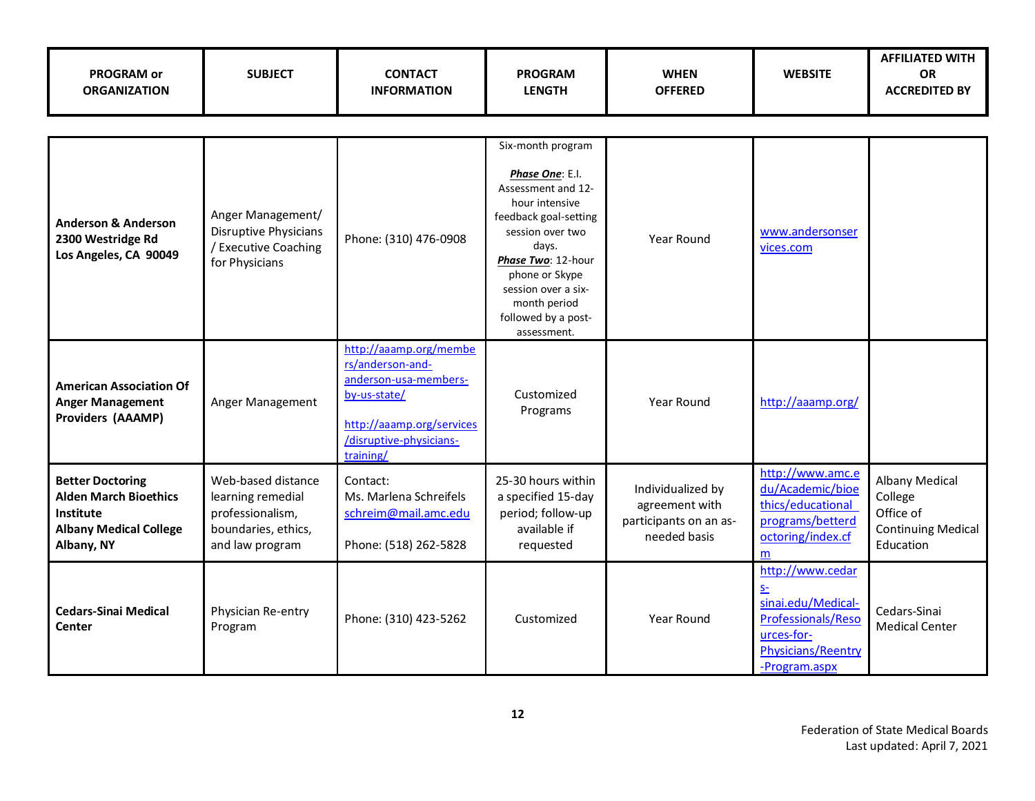| PROGRAM or ORGANIZATION | SUBJECT | CONTACT INFORMATION | PROGRAM LENGTH | WHEN OFFERED | WEBSITE | AFFILIATED WITH OR ACCREDITED BY |
|---|---|---|---|---|---|---|
| **Anderson & Anderson**<br>**2300 Westridge Rd**<br>**Los Angeles, CA 90049** | Anger Management/ Disruptive Physicians / Executive Coaching for Physicians | Phone: (310) 476-0908 | Six-month program<br><br>***Phase One***: E.I. Assessment and 12-hour intensive feedback goal-setting session over two days.<br>***Phase Two***: 12-hour phone or Skype session over a six-month period followed by a post-assessment. | Year Round | www.andersonservices.com | |
| **American Association Of Anger Management Providers (AAAMP)** | Anger Management | http://aaamp.org/members/anderson-and-anderson-usa-members-by-us-state/<br><br>http://aaamp.org/services/disruptive-physicians-training/ | Customized Programs | Year Round | http://aaamp.org/ | |
| **Better Doctoring**<br>**Alden March Bioethics Institute**<br>**Albany Medical College**<br>**Albany, NY** | Web-based distance learning remedial professionalism, boundaries, ethics, and law program | Contact:<br>Ms. Marlena Schreifels<br>schreim@mail.amc.edu<br><br>Phone: (518) 262-5828 | 25-30 hours within a specified 15-day period; follow-up available if requested | Individualized by agreement with participants on an as-needed basis | http://www.amc.edu/Academic/bioethics/educational programs/betterdoctoring/index.cfm | Albany Medical College Office of Continuing Medical Education |
| **Cedars-Sinai Medical Center** | Physician Re-entry Program | Phone: (310) 423-5262 | Customized | Year Round | http://www.cedars-sinai.edu/Medical-Professionals/Resources-for-Physicians/Reentry-Program.aspx | Cedars-Sinai Medical Center |

Federation of State Medical Boards
Last updated: April 7, 2021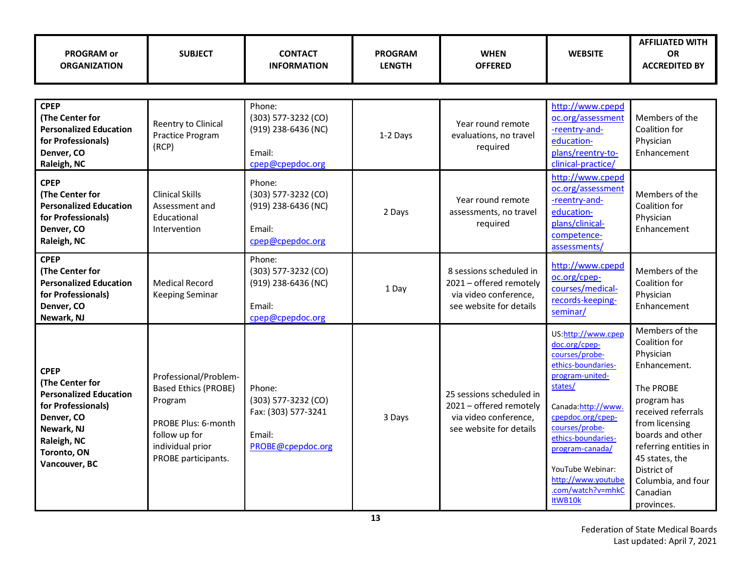| PROGRAM or ORGANIZATION | SUBJECT | CONTACT INFORMATION | PROGRAM LENGTH | WHEN OFFERED | WEBSITE | AFFILIATED WITH OR ACCREDITED BY |
|---|---|---|---|---|---|---|
| **CPEP (The Center for Personalized Education for Professionals) Denver, CO Raleigh, NC** | Reentry to Clinical Practice Program (RCP) | Phone: (303) 577-3232 (CO) (919) 238-6436 (NC) Email: cpep@cpepdoc.org | 1-2 Days | Year round remote evaluations, no travel required | http://www.cpepdoc.org/assessment-reentry-and-education-plans/reentry-to-clinical-practice/ | Members of the Coalition for Physician Enhancement |
| **CPEP (The Center for Personalized Education for Professionals) Denver, CO Raleigh, NC** | Clinical Skills Assessment and Educational Intervention | Phone: (303) 577-3232 (CO) (919) 238-6436 (NC) Email: cpep@cpepdoc.org | 2 Days | Year round remote assessments, no travel required | http://www.cpepdoc.org/assessment-reentry-and-education-plans/clinical-competence-assessments/ | Members of the Coalition for Physician Enhancement |
| **CPEP (The Center for Personalized Education for Professionals) Denver, CO Newark, NJ** | Medical Record Keeping Seminar | Phone: (303) 577-3232 (CO) (919) 238-6436 (NC) Email: cpep@cpepdoc.org | 1 Day | 8 sessions scheduled in 2021 – offered remotely via video conference, see website for details | http://www.cpepdoc.org/cpep-courses/medical-records-keeping-seminar/ | Members of the Coalition for Physician Enhancement |
| **CPEP (The Center for Personalized Education for Professionals) Denver, CO Newark, NJ Raleigh, NC Toronto, ON Vancouver, BC** | Professional/Problem-Based Ethics (PROBE) Program<br><br>PROBE Plus: 6-month follow up for individual prior PROBE participants. | Phone: (303) 577-3232 (CO) Fax: (303) 577-3241 Email: PROBE@cpepdoc.org | 3 Days | 25 sessions scheduled in 2021 – offered remotely via video conference, see website for details | US: http://www.cpepdoc.org/cpep-courses/probe-ethics-boundaries-program-united-states/<br><br>Canada: http://www.cpepdoc.org/cpep-courses/probe-ethics-boundaries-program-canada/<br><br>YouTube Webinar: http://www.youtube.com/watch?v=mhkCItWB10k | Members of the Coalition for Physician Enhancement.<br><br>The PROBE program has received referrals from licensing boards and other referring entities in 45 states, the District of Columbia, and four Canadian provinces. |

Federation of State Medical Boards
Last updated: April 7, 2021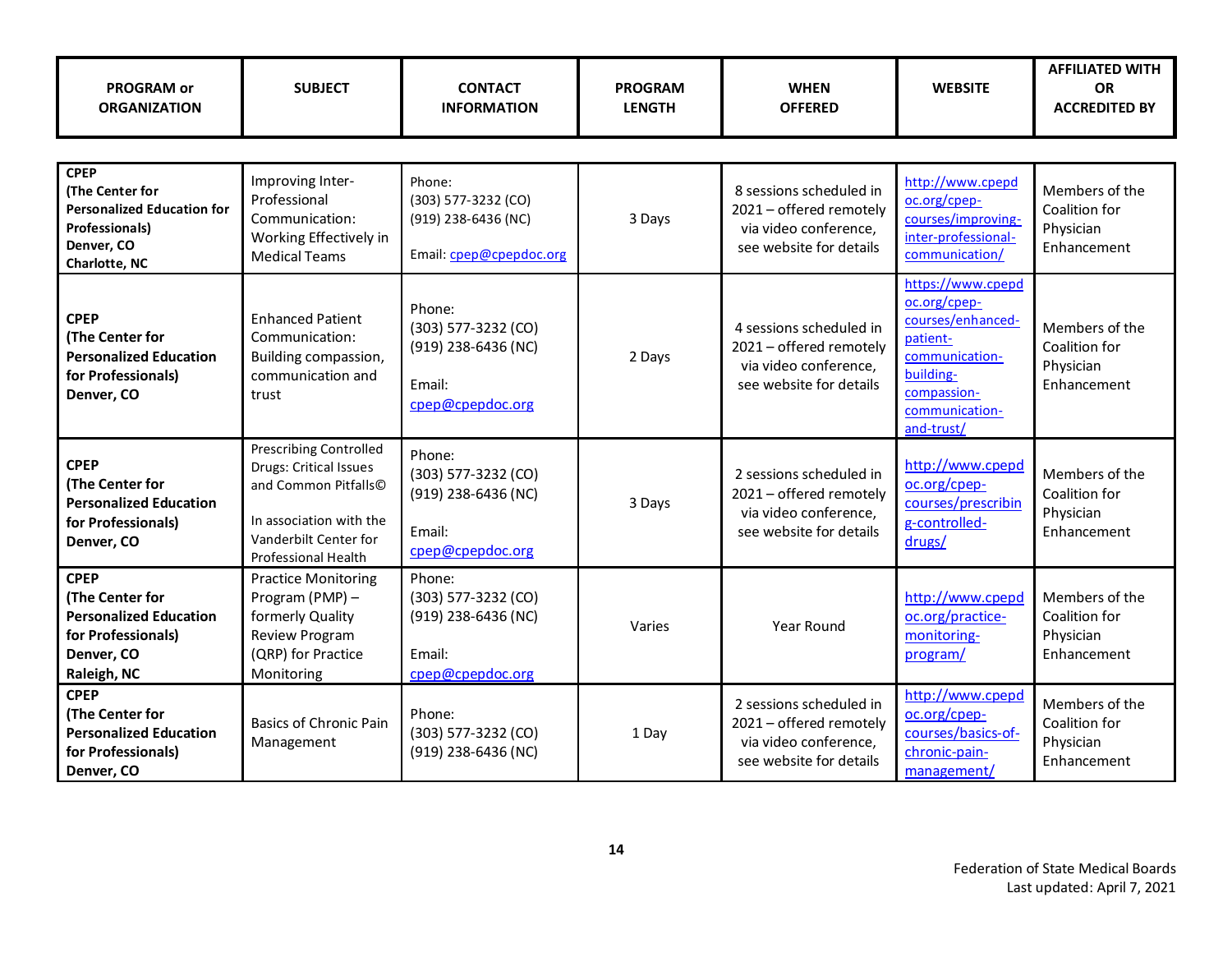| PROGRAM or ORGANIZATION | SUBJECT | CONTACT INFORMATION | PROGRAM LENGTH | WHEN OFFERED | WEBSITE | AFFILIATED WITH OR ACCREDITED BY |
|---|---|---|---|---|---|---|
| **CPEP (The Center for Personalized Education for Professionals) Denver, CO Charlotte, NC** | Improving Inter-Professional Communication: Working Effectively in Medical Teams | Phone: (303) 577-3232 (CO) (919) 238-6436 (NC) Email: cpep@cpepdoc.org | 3 Days | 8 sessions scheduled in 2021 – offered remotely via video conference, see website for details | http://www.cpepdoc.org/cpep-courses/improving-inter-professional-communication/ | Members of the Coalition for Physician Enhancement |
| **CPEP (The Center for Personalized Education for Professionals) Denver, CO** | Enhanced Patient Communication: Building compassion, communication and trust | Phone: (303) 577-3232 (CO) (919) 238-6436 (NC) Email: cpep@cpepdoc.org | 2 Days | 4 sessions scheduled in 2021 – offered remotely via video conference, see website for details | https://www.cpepdoc.org/cpep-courses/enhanced-patient-communication-building-compassion-communication-and-trust/ | Members of the Coalition for Physician Enhancement |
| **CPEP (The Center for Personalized Education for Professionals) Denver, CO** | Prescribing Controlled Drugs: Critical Issues and Common Pitfalls© In association with the Vanderbilt Center for Professional Health | Phone: (303) 577-3232 (CO) (919) 238-6436 (NC) Email: cpep@cpepdoc.org | 3 Days | 2 sessions scheduled in 2021 – offered remotely via video conference, see website for details | http://www.cpepdoc.org/cpep-courses/prescribing-controlled-drugs/ | Members of the Coalition for Physician Enhancement |
| **CPEP (The Center for Personalized Education for Professionals) Denver, CO Raleigh, NC** | Practice Monitoring Program (PMP) – formerly Quality Review Program (QRP) for Practice Monitoring | Phone: (303) 577-3232 (CO) (919) 238-6436 (NC) Email: cpep@cpepdoc.org | Varies | Year Round | http://www.cpepdoc.org/practice-monitoring-program/ | Members of the Coalition for Physician Enhancement |
| **CPEP (The Center for Personalized Education for Professionals) Denver, CO** | Basics of Chronic Pain Management | Phone: (303) 577-3232 (CO) (919) 238-6436 (NC) | 1 Day | 2 sessions scheduled in 2021 – offered remotely via video conference, see website for details | http://www.cpepdoc.org/cpep-courses/basics-of-chronic-pain-management/ | Members of the Coalition for Physician Enhancement |

Federation of State Medical Boards
Last updated: April 7, 2021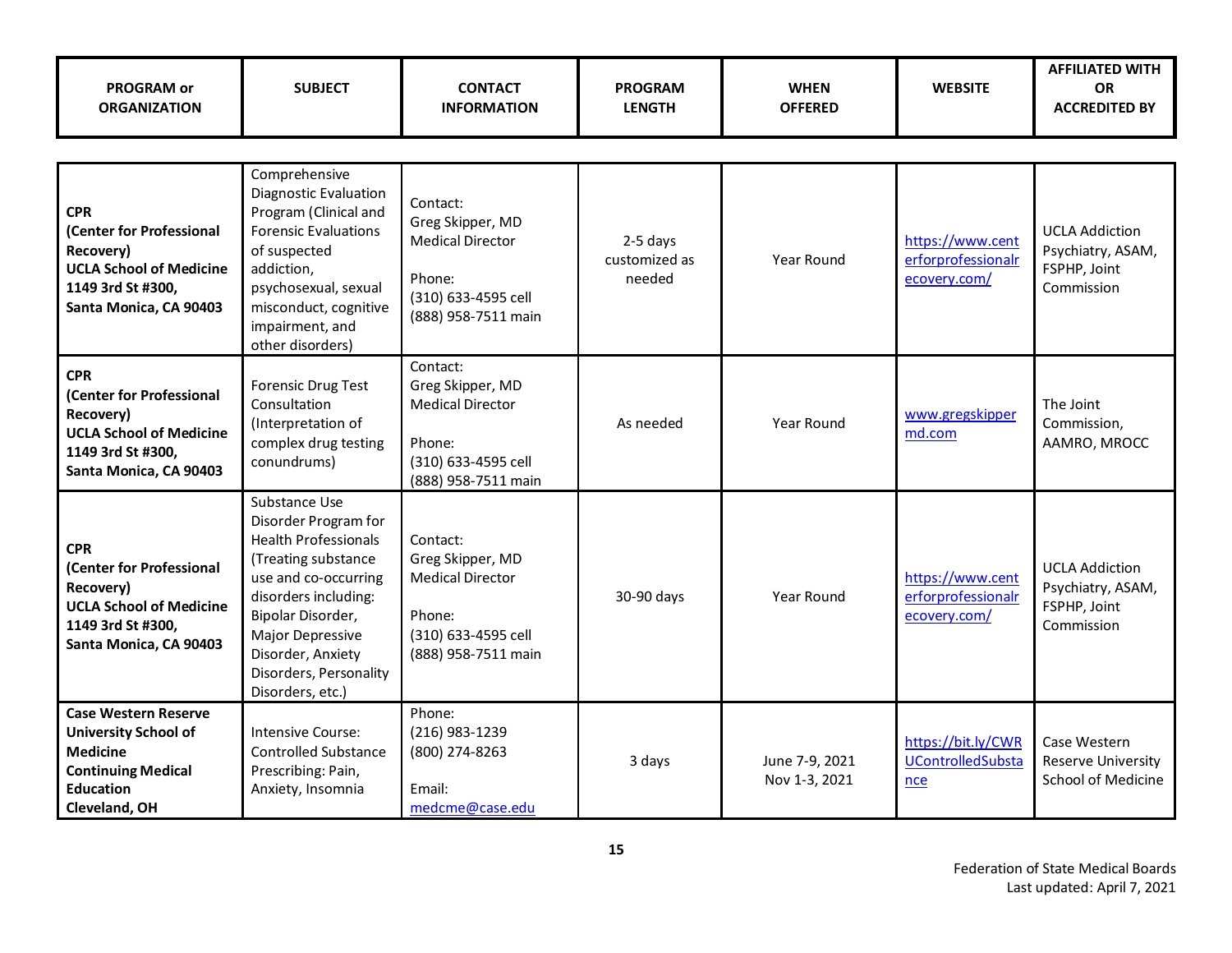| PROGRAM or ORGANIZATION | SUBJECT | CONTACT INFORMATION | PROGRAM LENGTH | WHEN OFFERED | WEBSITE | AFFILIATED WITH OR ACCREDITED BY |
|---|---|---|---|---|---|---|
| **CPR (Center for Professional Recovery) UCLA School of Medicine 1149 3rd St #300, Santa Monica, CA 90403** | Comprehensive Diagnostic Evaluation Program (Clinical and Forensic Evaluations of suspected addiction, psychosexual, sexual misconduct, cognitive impairment, and other disorders) | Contact: Greg Skipper, MD Medical Director<br><br>Phone: (310) 633-4595 cell (888) 958-7511 main | 2-5 days customized as needed | Year Round | https://www.centerforprofessionalrecovery.com/ | UCLA Addiction Psychiatry, ASAM, FSPHP, Joint Commission |
| **CPR (Center for Professional Recovery) UCLA School of Medicine 1149 3rd St #300, Santa Monica, CA 90403** | Forensic Drug Test Consultation (Interpretation of complex drug testing conundrums) | Contact: Greg Skipper, MD Medical Director<br><br>Phone: (310) 633-4595 cell (888) 958-7511 main | As needed | Year Round | www.gregskippermd.com | The Joint Commission, AAMRO, MROCC |
| **CPR (Center for Professional Recovery) UCLA School of Medicine 1149 3rd St #300, Santa Monica, CA 90403** | Substance Use Disorder Program for Health Professionals (Treating substance use and co-occurring disorders including: Bipolar Disorder, Major Depressive Disorder, Anxiety Disorders, Personality Disorders, etc.) | Contact: Greg Skipper, MD Medical Director<br><br>Phone: (310) 633-4595 cell (888) 958-7511 main | 30-90 days | Year Round | https://www.centerforprofessionalrecovery.com/ | UCLA Addiction Psychiatry, ASAM, FSPHP, Joint Commission |
| **Case Western Reserve University School of Medicine Continuing Medical Education Cleveland, OH** | Intensive Course: Controlled Substance Prescribing: Pain, Anxiety, Insomnia | Phone: (216) 983-1239 (800) 274-8263<br><br>Email: medcme@case.edu | 3 days | June 7-9, 2021 Nov 1-3, 2021 | https://bit.ly/CWRUControlledSubstance | Case Western Reserve University School of Medicine |

Federation of State Medical Boards
Last updated: April 7, 2021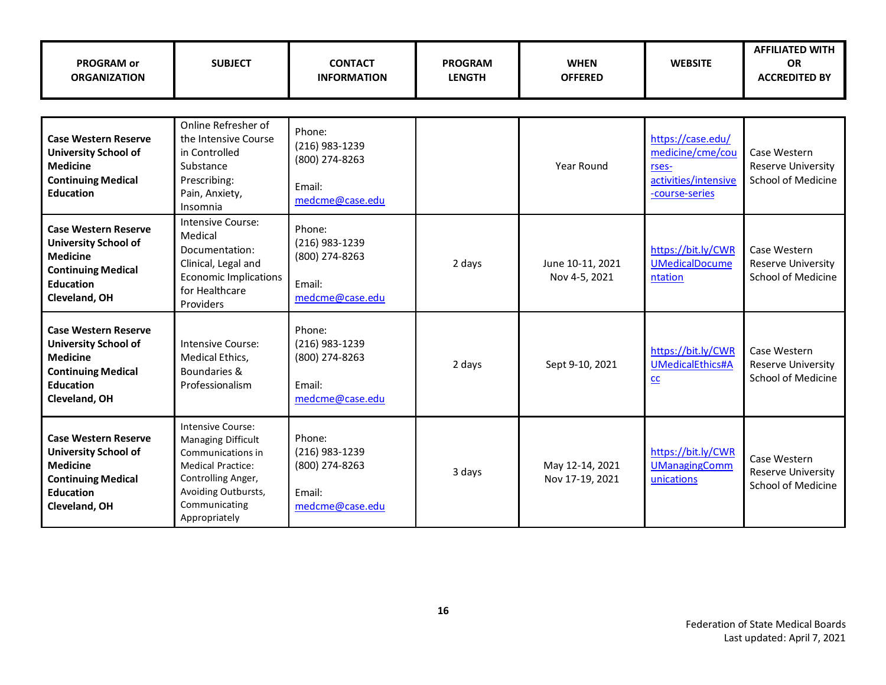| PROGRAM or ORGANIZATION | SUBJECT | CONTACT INFORMATION | PROGRAM LENGTH | WHEN OFFERED | WEBSITE | AFFILIATED WITH OR ACCREDITED BY |
|---|---|---|---|---|---|---|
| **Case Western Reserve University School of Medicine Continuing Medical Education** | Online Refresher of the Intensive Course in Controlled Substance Prescribing: Pain, Anxiety, Insomnia | Phone: (216) 983-1239 (800) 274-8263 Email: medcme@case.edu | | Year Round | https://case.edu/medicine/cme/courses-activities/intensive-course-series | Case Western Reserve University School of Medicine |
| **Case Western Reserve University School of Medicine Continuing Medical Education Cleveland, OH** | Intensive Course: Medical Documentation: Clinical, Legal and Economic Implications for Healthcare Providers | Phone: (216) 983-1239 (800) 274-8263 Email: medcme@case.edu | 2 days | June 10-11, 2021 Nov 4-5, 2021 | https://bit.ly/CWRUMedicalDocumentation | Case Western Reserve University School of Medicine |
| **Case Western Reserve University School of Medicine Continuing Medical Education Cleveland, OH** | Intensive Course: Medical Ethics, Boundaries & Professionalism | Phone: (216) 983-1239 (800) 274-8263 Email: medcme@case.edu | 2 days | Sept 9-10, 2021 | https://bit.ly/CWRUMedicalEthics#Acc | Case Western Reserve University School of Medicine |
| **Case Western Reserve University School of Medicine Continuing Medical Education Cleveland, OH** | Intensive Course: Managing Difficult Communications in Medical Practice: Controlling Anger, Avoiding Outbursts, Communicating Appropriately | Phone: (216) 983-1239 (800) 274-8263 Email: medcme@case.edu | 3 days | May 12-14, 2021 Nov 17-19, 2021 | https://bit.ly/CWRUManagingCommunications | Case Western Reserve University School of Medicine |

Federation of State Medical Boards
Last updated: April 7, 2021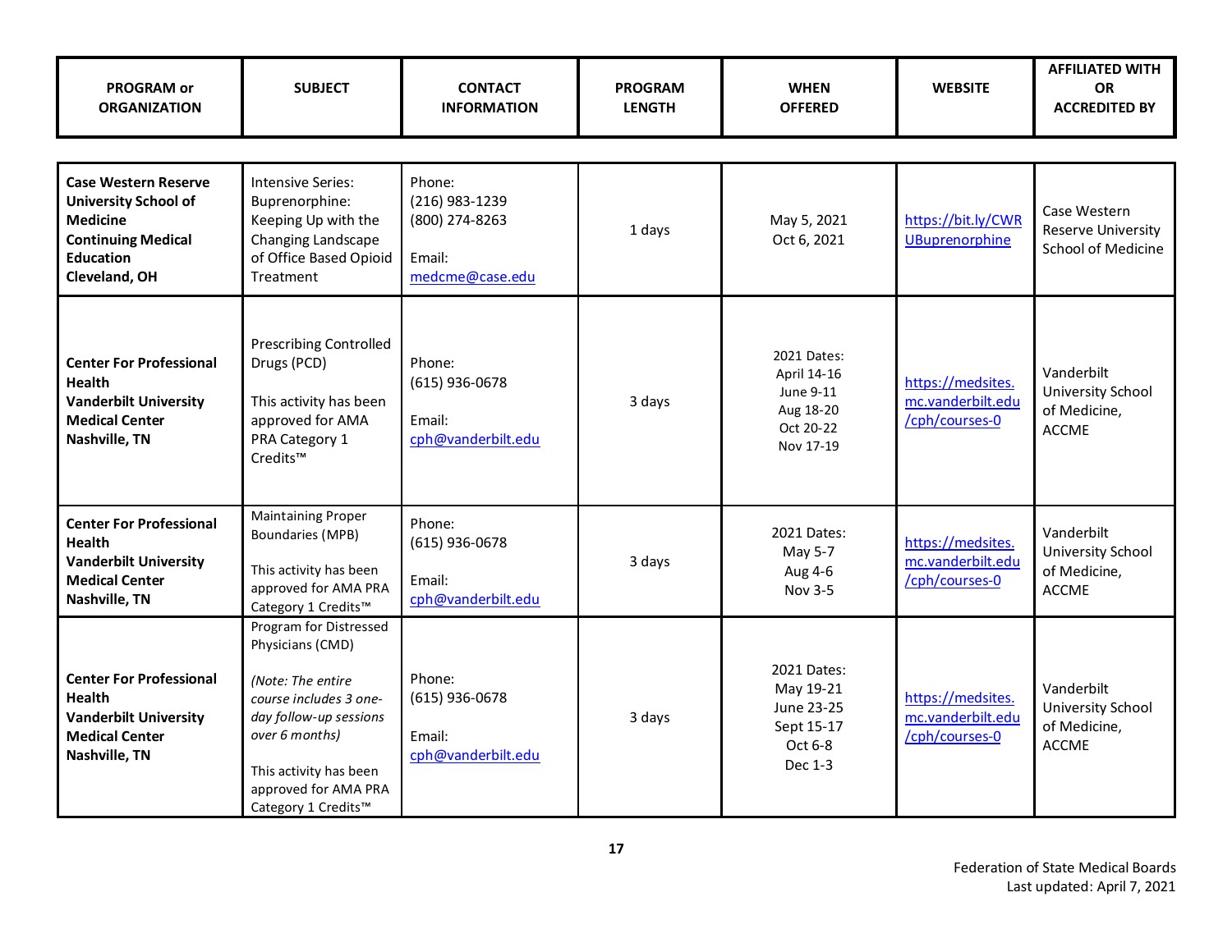| PROGRAM or ORGANIZATION | SUBJECT | CONTACT INFORMATION | PROGRAM LENGTH | WHEN OFFERED | WEBSITE | AFFILIATED WITH OR ACCREDITED BY |
|---|---|---|---|---|---|---|
| **Case Western Reserve University School of Medicine Continuing Medical Education Cleveland, OH** | Intensive Series: Buprenorphine: Keeping Up with the Changing Landscape of Office Based Opioid Treatment | Phone: (216) 983-1239 (800) 274-8263<br><br>Email: medcme@case.edu | 1 days | May 5, 2021<br>Oct 6, 2021 | https://bit.ly/CWRUBuprenorphine | Case Western Reserve University School of Medicine |
| **Center For Professional Health Vanderbilt University Medical Center Nashville, TN** | Prescribing Controlled Drugs (PCD)<br><br>This activity has been approved for AMA PRA Category 1 Credits™ | Phone: (615) 936-0678<br><br>Email: cph@vanderbilt.edu | 3 days | 2021 Dates:<br>April 14-16<br>June 9-11<br>Aug 18-20<br>Oct 20-22<br>Nov 17-19 | https://medsites.mc.vanderbilt.edu/cph/courses-0 | Vanderbilt University School of Medicine, ACCME |
| **Center For Professional Health Vanderbilt University Medical Center Nashville, TN** | Maintaining Proper Boundaries (MPB)<br><br>This activity has been approved for AMA PRA Category 1 Credits™ | Phone: (615) 936-0678<br><br>Email: cph@vanderbilt.edu | 3 days | 2021 Dates:<br>May 5-7<br>Aug 4-6<br>Nov 3-5 | https://medsites.mc.vanderbilt.edu/cph/courses-0 | Vanderbilt University School of Medicine, ACCME |
| **Center For Professional Health Vanderbilt University Medical Center Nashville, TN** | Program for Distressed Physicians (CMD)<br><br>*(Note: The entire course includes 3 one-day follow-up sessions over 6 months)*<br><br>This activity has been approved for AMA PRA Category 1 Credits™ | Phone: (615) 936-0678<br><br>Email: cph@vanderbilt.edu | 3 days | 2021 Dates:<br>May 19-21<br>June 23-25<br>Sept 15-17<br>Oct 6-8<br>Dec 1-3 | https://medsites.mc.vanderbilt.edu/cph/courses-0 | Vanderbilt University School of Medicine, ACCME |

Federation of State Medical Boards
Last updated: April 7, 2021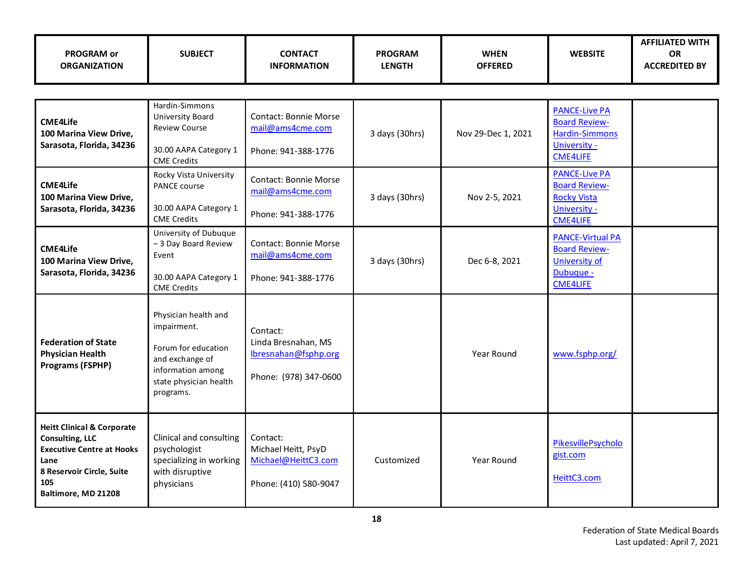| PROGRAM or ORGANIZATION | SUBJECT | CONTACT INFORMATION | PROGRAM LENGTH | WHEN OFFERED | WEBSITE | AFFILIATED WITH OR ACCREDITED BY |
|---|---|---|---|---|---|---|
| **CME4Life**<br>**100 Marina View Drive, Sarasota, Florida, 34236** | Hardin-Simmons University Board Review Course<br><br>30.00 AAPA Category 1 CME Credits | Contact: Bonnie Morse<br>mail@ams4cme.com<br><br>Phone: 941-388-1776 | 3 days (30hrs) | Nov 29-Dec 1, 2021 | PANCE-Live PA Board Review-Hardin-Simmons University - CME4LIFE | |
| **CME4Life**<br>**100 Marina View Drive, Sarasota, Florida, 34236** | Rocky Vista University PANCE course<br><br>30.00 AAPA Category 1 CME Credits | Contact: Bonnie Morse<br>mail@ams4cme.com<br><br>Phone: 941-388-1776 | 3 days (30hrs) | Nov 2-5, 2021 | PANCE-Live PA Board Review-Rocky Vista University - CME4LIFE | |
| **CME4Life**<br>**100 Marina View Drive, Sarasota, Florida, 34236** | University of Dubuque – 3 Day Board Review Event<br><br>30.00 AAPA Category 1 CME Credits | Contact: Bonnie Morse<br>mail@ams4cme.com<br><br>Phone: 941-388-1776 | 3 days (30hrs) | Dec 6-8, 2021 | PANCE-Virtual PA Board Review-University of Dubuque - CME4LIFE | |
| **Federation of State Physician Health Programs (FSPHP)** | Physician health and impairment.<br><br>Forum for education and exchange of information among state physician health programs. | Contact:<br>Linda Bresnahan, MS<br>lbresnahan@fsphp.org<br><br>Phone: (978) 347-0600 | | Year Round | www.fsphp.org/ | |
| **Heitt Clinical & Corporate Consulting, LLC**<br>**Executive Centre at Hooks Lane**<br>**8 Reservoir Circle, Suite 105**<br>**Baltimore, MD 21208** | Clinical and consulting psychologist specializing in working with disruptive physicians | Contact:<br>Michael Heitt, PsyD<br>Michael@HeittC3.com<br><br>Phone: (410) 580-9047 | Customized | Year Round | PikesvillePsychologist.com<br><br>HeittC3.com | |

Federation of State Medical Boards
Last updated: April 7, 2021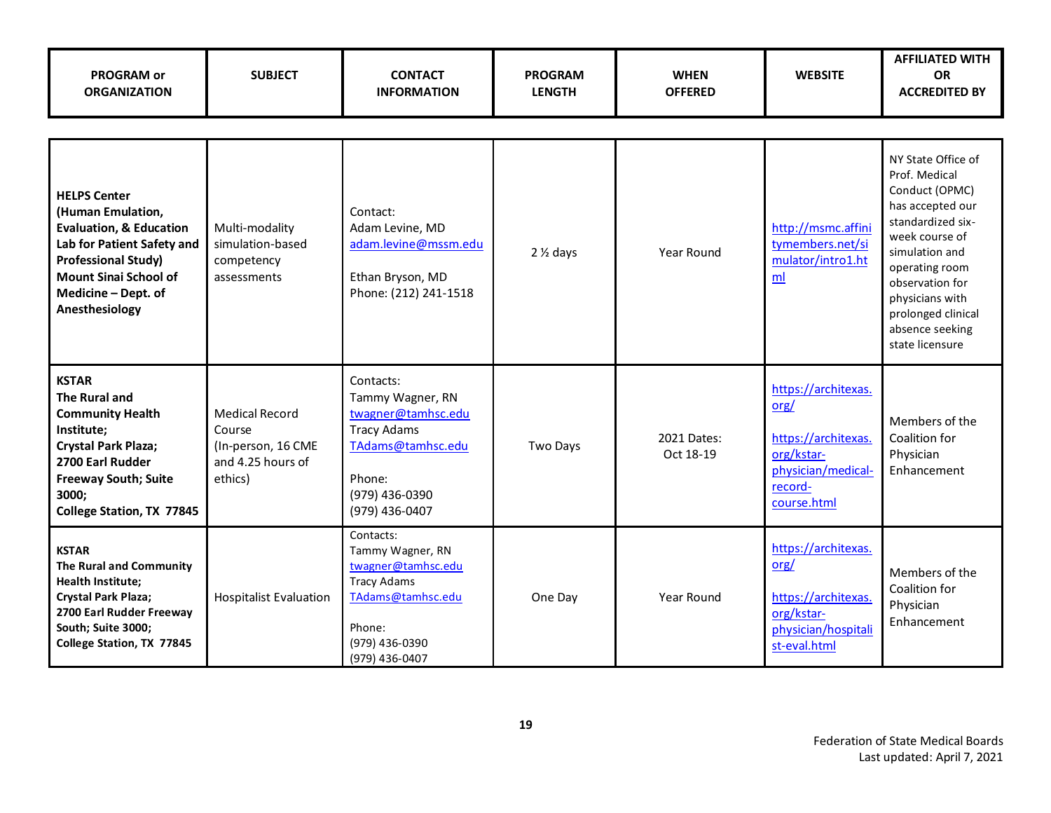| PROGRAM or ORGANIZATION | SUBJECT | CONTACT INFORMATION | PROGRAM LENGTH | WHEN OFFERED | WEBSITE | AFFILIATED WITH OR ACCREDITED BY |
|---|---|---|---|---|---|---|
| **HELPS Center (Human Emulation, Evaluation, & Education Lab for Patient Safety and Professional Study) Mount Sinai School of Medicine – Dept. of Anesthesiology** | Multi-modality simulation-based competency assessments | Contact: Adam Levine, MD adam.levine@mssm.edu<br><br>Ethan Bryson, MD Phone: (212) 241-1518 | 2 ½ days | Year Round | http://msmc.affinitymembers.net/simulator/intro1.html | NY State Office of Prof. Medical Conduct (OPMC) has accepted our standardized six-week course of simulation and operating room observation for physicians with prolonged clinical absence seeking state licensure |
| **KSTAR The Rural and Community Health Institute; Crystal Park Plaza; 2700 Earl Rudder Freeway South; Suite 3000; College Station, TX 77845** | Medical Record Course (In-person, 16 CME and 4.25 hours of ethics) | Contacts: Tammy Wagner, RN twagner@tamhsc.edu Tracy Adams TAdams@tamhsc.edu<br><br>Phone: (979) 436-0390 (979) 436-0407 | Two Days | 2021 Dates: Oct 18-19 | https://architexas.org/<br><br>https://architexas.org/kstar-physician/medical-record-course.html | Members of the Coalition for Physician Enhancement |
| **KSTAR The Rural and Community Health Institute; Crystal Park Plaza; 2700 Earl Rudder Freeway South; Suite 3000; College Station, TX 77845** | Hospitalist Evaluation | Contacts: Tammy Wagner, RN twagner@tamhsc.edu Tracy Adams TAdams@tamhsc.edu<br><br>Phone: (979) 436-0390 (979) 436-0407 | One Day | Year Round | https://architexas.org/<br><br>https://architexas.org/kstar-physician/hospitalist-eval.html | Members of the Coalition for Physician Enhancement |

Federation of State Medical Boards
Last updated: April 7, 2021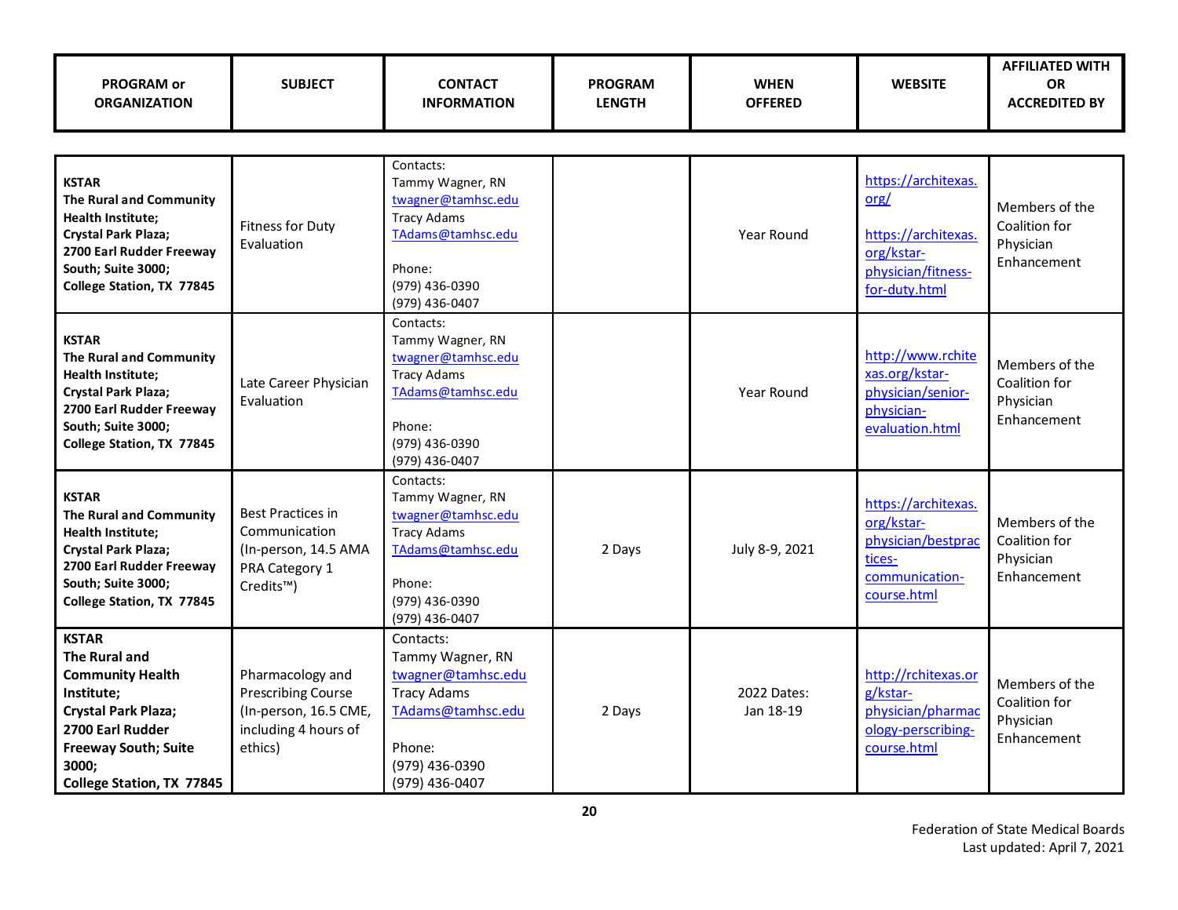| PROGRAM or ORGANIZATION | SUBJECT | CONTACT INFORMATION | PROGRAM LENGTH | WHEN OFFERED | WEBSITE | AFFILIATED WITH OR ACCREDITED BY |
|---|---|---|---|---|---|---|
| **KSTAR** **The Rural and Community Health Institute; Crystal Park Plaza; 2700 Earl Rudder Freeway South; Suite 3000; College Station, TX 77845** | Fitness for Duty Evaluation | Contacts: Tammy Wagner, RN twagner@tamhsc.edu Tracy Adams TAdams@tamhsc.edu Phone: (979) 436-0390 (979) 436-0407 | | Year Round | https://architexas.org/ https://architexas.org/kstar-physician/fitness-for-duty.html | Members of the Coalition for Physician Enhancement |
| **KSTAR** **The Rural and Community Health Institute; Crystal Park Plaza; 2700 Earl Rudder Freeway South; Suite 3000; College Station, TX 77845** | Late Career Physician Evaluation | Contacts: Tammy Wagner, RN twagner@tamhsc.edu Tracy Adams TAdams@tamhsc.edu Phone: (979) 436-0390 (979) 436-0407 | | Year Round | http://www.rchitexas.org/kstar-physician/senior-physician-evaluation.html | Members of the Coalition for Physician Enhancement |
| **KSTAR** **The Rural and Community Health Institute; Crystal Park Plaza; 2700 Earl Rudder Freeway South; Suite 3000; College Station, TX 77845** | Best Practices in Communication (In-person, 14.5 AMA PRA Category 1 Credits™) | Contacts: Tammy Wagner, RN twagner@tamhsc.edu Tracy Adams TAdams@tamhsc.edu Phone: (979) 436-0390 (979) 436-0407 | 2 Days | July 8-9, 2021 | https://architexas.org/kstar-physician/bestpractices-communication-course.html | Members of the Coalition for Physician Enhancement |
| **KSTAR** **The Rural and Community Health Institute; Crystal Park Plaza; 2700 Earl Rudder Freeway South; Suite 3000; College Station, TX 77845** | Pharmacology and Prescribing Course (In-person, 16.5 CME, including 4 hours of ethics) | Contacts: Tammy Wagner, RN twagner@tamhsc.edu Tracy Adams TAdams@tamhsc.edu Phone: (979) 436-0390 (979) 436-0407 | 2 Days | 2022 Dates: Jan 18-19 | http://rchitexas.org/kstar-physician/pharmacology-perscribing-course.html | Members of the Coalition for Physician Enhancement |

Federation of State Medical Boards
Last updated: April 7, 2021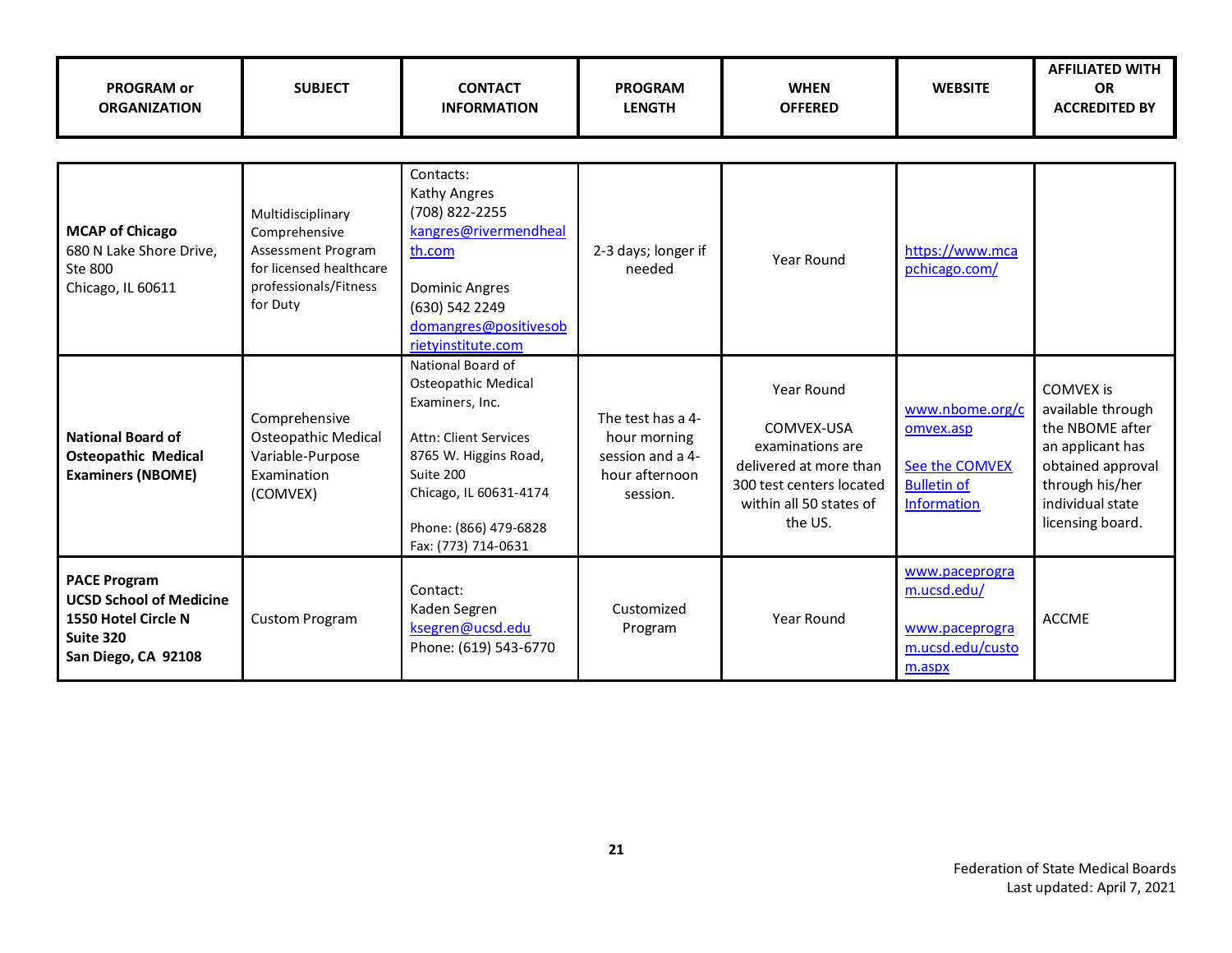| PROGRAM or ORGANIZATION | SUBJECT | CONTACT INFORMATION | PROGRAM LENGTH | WHEN OFFERED | WEBSITE | AFFILIATED WITH OR ACCREDITED BY |
|---|---|---|---|---|---|---|
| **MCAP of Chicago** 680 N Lake Shore Drive, Ste 800 Chicago, IL 60611 | Multidisciplinary Comprehensive Assessment Program for licensed healthcare professionals/Fitness for Duty | Contacts: Kathy Angres (708) 822-2255 kangres@rivermendhealth.com Dominic Angres (630) 542 2249 domangres@positivesobrietyinstitute.com | 2-3 days; longer if needed | Year Round | https://www.mcapchicago.com/ | |
| **National Board of Osteopathic Medical Examiners (NBOME)** | Comprehensive Osteopathic Medical Variable-Purpose Examination (COMVEX) | National Board of Osteopathic Medical Examiners, Inc. Attn: Client Services 8765 W. Higgins Road, Suite 200 Chicago, IL 60631-4174 Phone: (866) 479-6828 Fax: (773) 714-0631 | The test has a 4-hour morning session and a 4-hour afternoon session. | Year Round COMVEX-USA examinations are delivered at more than 300 test centers located within all 50 states of the US. | www.nbome.org/comvex.asp See the COMVEX Bulletin of Information | COMVEX is available through the NBOME after an applicant has obtained approval through his/her individual state licensing board. |
| **PACE Program UCSD School of Medicine 1550 Hotel Circle N Suite 320 San Diego, CA 92108** | Custom Program | Contact: Kaden Segren ksegren@ucsd.edu Phone: (619) 543-6770 | Customized Program | Year Round | www.paceprogram.ucsd.edu/ www.paceprogram.ucsd.edu/custom.aspx | ACCME |

Federation of State Medical Boards
Last updated: April 7, 2021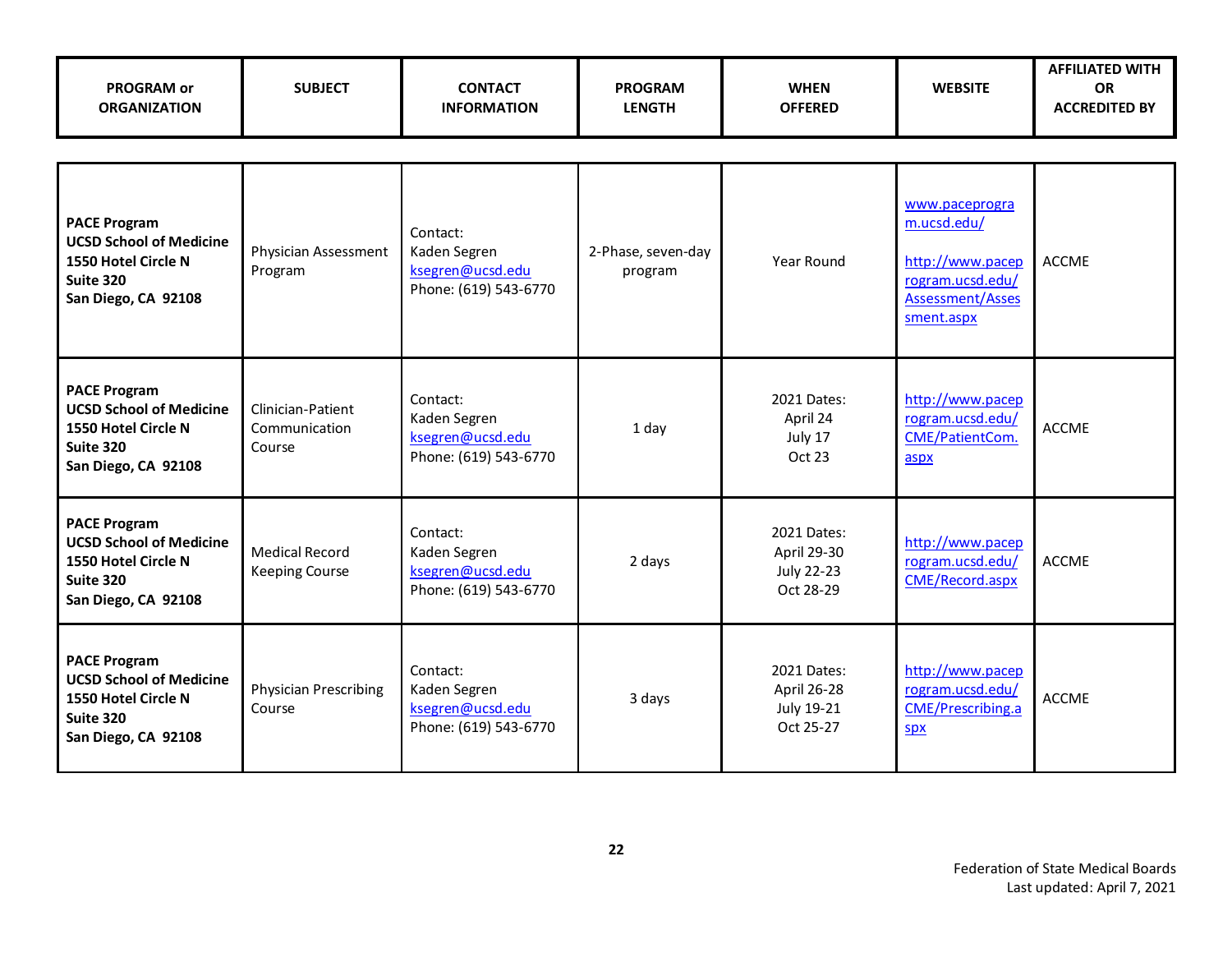| PROGRAM or ORGANIZATION | SUBJECT | CONTACT INFORMATION | PROGRAM LENGTH | WHEN OFFERED | WEBSITE | AFFILIATED WITH OR ACCREDITED BY |
|---|---|---|---|---|---|---|
| **PACE Program**<br>**UCSD School of Medicine**<br>**1550 Hotel Circle N**<br>**Suite 320**<br>**San Diego, CA 92108** | Physician Assessment Program | Contact:<br>Kaden Segren<br>ksegren@ucsd.edu<br>Phone: (619) 543-6770 | 2-Phase, seven-day program | Year Round | www.paceprogram.ucsd.edu/<br><br>http://www.paceprogram.ucsd.edu/Assessment/Assessment.aspx | ACCME |
| **PACE Program**<br>**UCSD School of Medicine**<br>**1550 Hotel Circle N**<br>**Suite 320**<br>**San Diego, CA 92108** | Clinician-Patient Communication Course | Contact:<br>Kaden Segren<br>ksegren@ucsd.edu<br>Phone: (619) 543-6770 | 1 day | 2021 Dates:<br>April 24<br>July 17<br>Oct 23 | http://www.paceprogram.ucsd.edu/CME/PatientCom.aspx | ACCME |
| **PACE Program**<br>**UCSD School of Medicine**<br>**1550 Hotel Circle N**<br>**Suite 320**<br>**San Diego, CA 92108** | Medical Record Keeping Course | Contact:<br>Kaden Segren<br>ksegren@ucsd.edu<br>Phone: (619) 543-6770 | 2 days | 2021 Dates:<br>April 29-30<br>July 22-23<br>Oct 28-29 | http://www.paceprogram.ucsd.edu/CME/Record.aspx | ACCME |
| **PACE Program**<br>**UCSD School of Medicine**<br>**1550 Hotel Circle N**<br>**Suite 320**<br>**San Diego, CA 92108** | Physician Prescribing Course | Contact:<br>Kaden Segren<br>ksegren@ucsd.edu<br>Phone: (619) 543-6770 | 3 days | 2021 Dates:<br>April 26-28<br>July 19-21<br>Oct 25-27 | http://www.paceprogram.ucsd.edu/CME/Prescribing.aspx | ACCME |

Federation of State Medical Boards
Last updated: April 7, 2021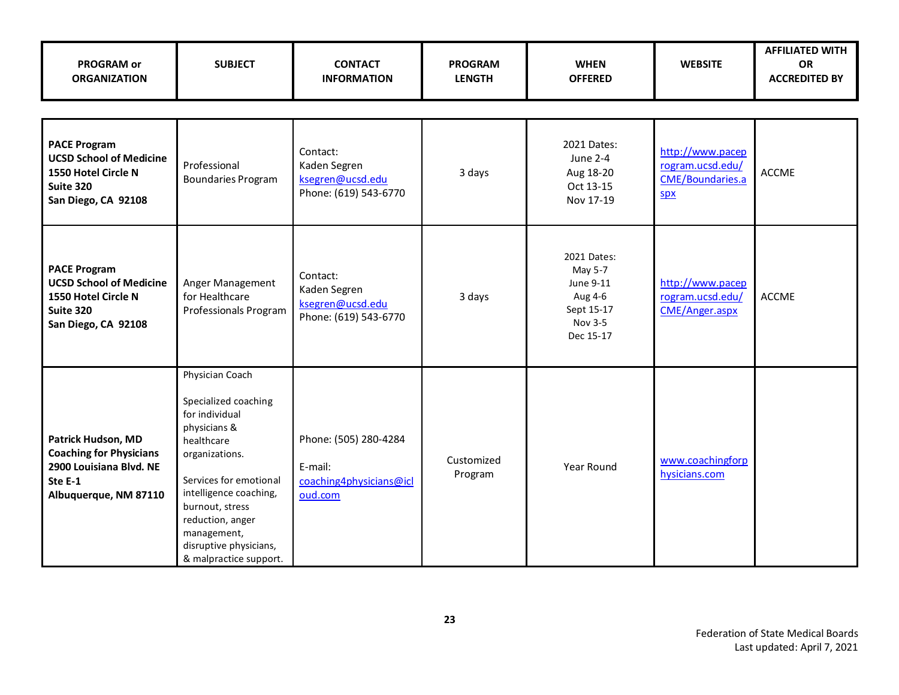| PROGRAM or ORGANIZATION | SUBJECT | CONTACT INFORMATION | PROGRAM LENGTH | WHEN OFFERED | WEBSITE | AFFILIATED WITH OR ACCREDITED BY |
|---|---|---|---|---|---|---|
| **PACE Program**<br>**UCSD School of Medicine**<br>**1550 Hotel Circle N**<br>**Suite 320**<br>**San Diego, CA 92108** | Professional Boundaries Program | Contact:<br>Kaden Segren<br>ksegren@ucsd.edu<br>Phone: (619) 543-6770 | 3 days | 2021 Dates:<br>June 2-4<br>Aug 18-20<br>Oct 13-15<br>Nov 17-19 | http://www.paceprogram.ucsd.edu/CME/Boundaries.aspx | ACCME |
| **PACE Program**<br>**UCSD School of Medicine**<br>**1550 Hotel Circle N**<br>**Suite 320**<br>**San Diego, CA 92108** | Anger Management for Healthcare Professionals Program | Contact:<br>Kaden Segren<br>ksegren@ucsd.edu<br>Phone: (619) 543-6770 | 3 days | 2021 Dates:<br>May 5-7<br>June 9-11<br>Aug 4-6<br>Sept 15-17<br>Nov 3-5<br>Dec 15-17 | http://www.paceprogram.ucsd.edu/CME/Anger.aspx | ACCME |
| **Patrick Hudson, MD**<br>**Coaching for Physicians**<br>**2900 Louisiana Blvd. NE**<br>**Ste E-1**<br>**Albuquerque, NM 87110** | Physician Coach<br><br>Specialized coaching for individual physicians & healthcare organizations.<br><br>Services for emotional intelligence coaching, burnout, stress reduction, anger management, disruptive physicians, & malpractice support. | Phone: (505) 280-4284<br><br>E-mail:<br>coaching4physicians@icloud.com | Customized Program | Year Round | www.coachingforphysicians.com | |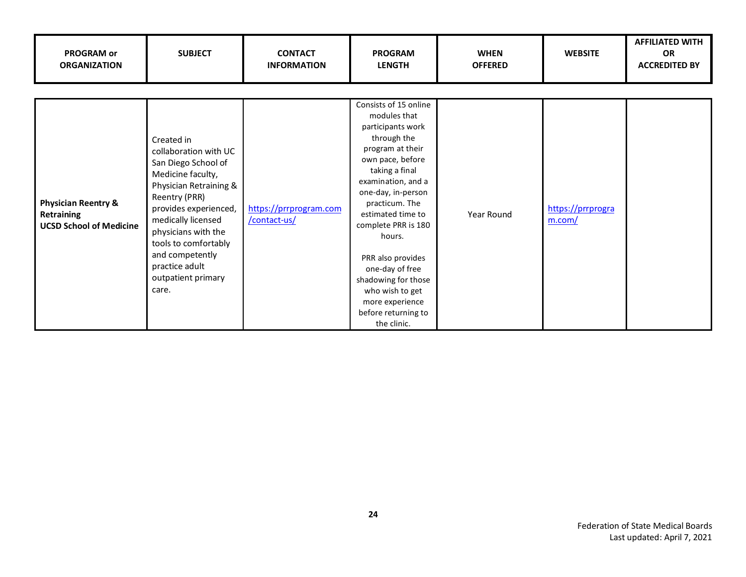| PROGRAM or ORGANIZATION | SUBJECT | CONTACT INFORMATION | PROGRAM LENGTH | WHEN OFFERED | WEBSITE | AFFILIATED WITH OR ACCREDITED BY |
|---|---|---|---|---|---|---|
| **Physician Reentry & Retraining UCSD School of Medicine** | Created in collaboration with UC San Diego School of Medicine faculty, Physician Retraining & Reentry (PRR) provides experienced, medically licensed physicians with the tools to comfortably and competently practice adult outpatient primary care. | https://prrprogram.com/contact-us/ | Consists of 15 online modules that participants work through the program at their own pace, before taking a final examination, and a one-day, in-person practicum. The estimated time to complete PRR is 180 hours.<br><br>PRR also provides one-day of free shadowing for those who wish to get more experience before returning to the clinic. | Year Round | https://prrprogram.com/ | |

Federation of State Medical Boards
Last updated: April 7, 2021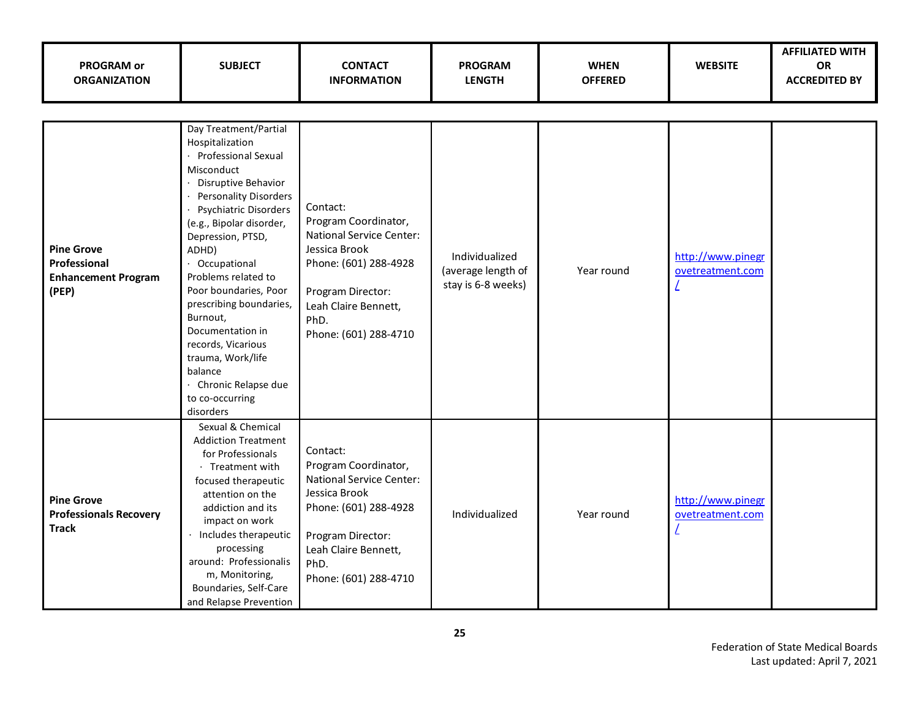| PROGRAM or ORGANIZATION | SUBJECT | CONTACT INFORMATION | PROGRAM LENGTH | WHEN OFFERED | WEBSITE | AFFILIATED WITH OR ACCREDITED BY |
|---|---|---|---|---|---|---|
| **Pine Grove Professional Enhancement Program (PEP)** | Day Treatment/Partial Hospitalization<br>· Professional Sexual Misconduct<br>· Disruptive Behavior<br>· Personality Disorders<br>· Psychiatric Disorders (e.g., Bipolar disorder, Depression, PTSD, ADHD)<br>· Occupational Problems related to Poor boundaries, Poor prescribing boundaries, Burnout, Documentation in records, Vicarious trauma, Work/life balance<br>· Chronic Relapse due to co-occurring disorders | Contact:<br>Program Coordinator, National Service Center: Jessica Brook<br>Phone: (601) 288-4928<br><br>Program Director:<br>Leah Claire Bennett, PhD.<br>Phone: (601) 288-4710 | Individualized (average length of stay is 6-8 weeks) | Year round | http://www.pinegrovetreatment.com/ | |
| **Pine Grove Professionals Recovery Track** | Sexual & Chemical Addiction Treatment for Professionals<br>· Treatment with focused therapeutic attention on the addiction and its impact on work<br>· Includes therapeutic processing around: Professionalism, Monitoring, Boundaries, Self-Care and Relapse Prevention | Contact:<br>Program Coordinator, National Service Center: Jessica Brook<br>Phone: (601) 288-4928<br><br>Program Director:<br>Leah Claire Bennett, PhD.<br>Phone: (601) 288-4710 | Individualized | Year round | http://www.pinegrovetreatment.com/ | |

Federation of State Medical Boards
Last updated: April 7, 2021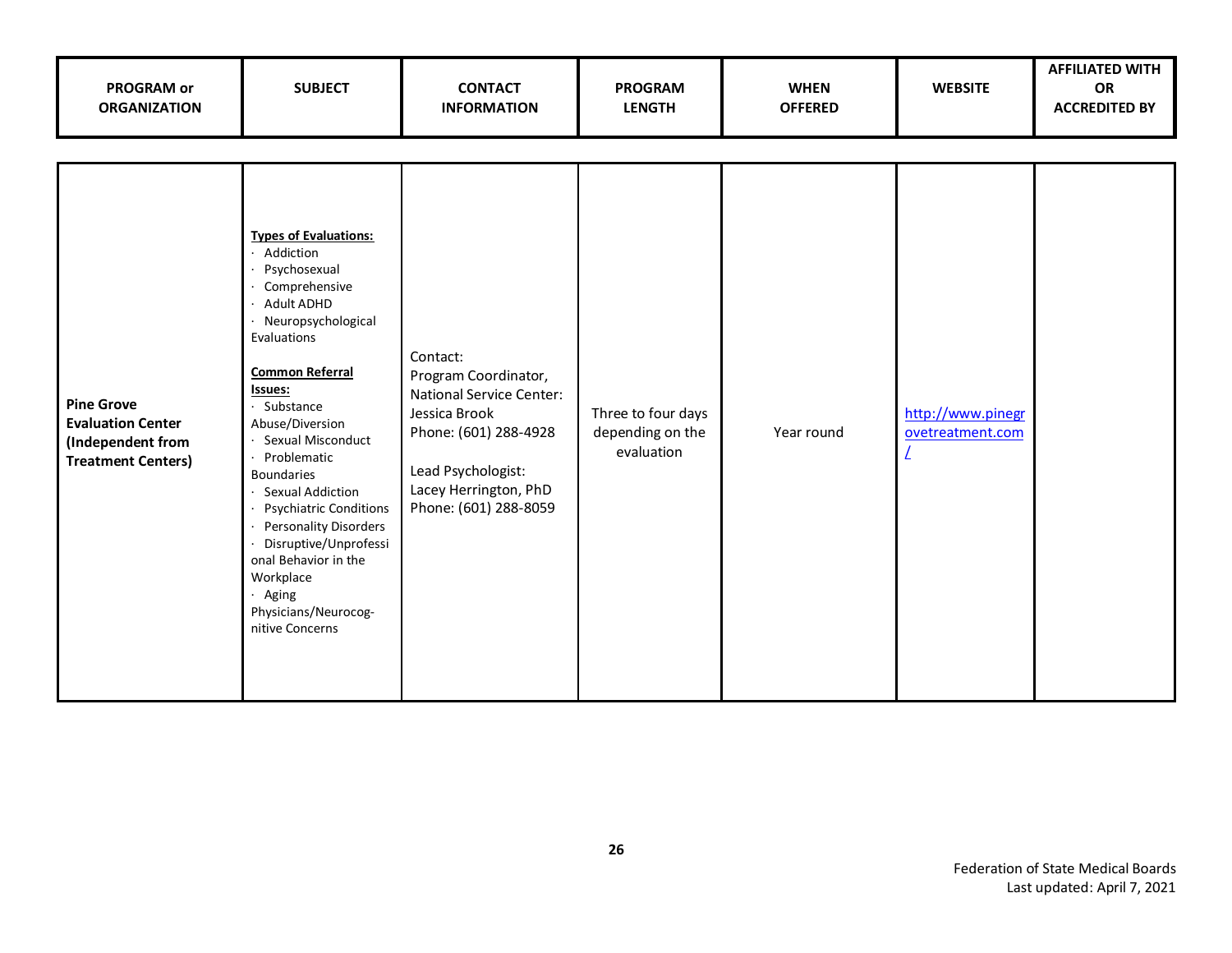| PROGRAM or ORGANIZATION | SUBJECT | CONTACT INFORMATION | PROGRAM LENGTH | WHEN OFFERED | WEBSITE | AFFILIATED WITH OR ACCREDITED BY |
|---|---|---|---|---|---|---|
| **Pine Grove Evaluation Center (Independent from Treatment Centers)** | **Types of Evaluations:**<br>· Addiction<br>· Psychosexual<br>· Comprehensive<br>· Adult ADHD<br>· Neuropsychological Evaluations<br><br>**Common Referral Issues:**<br>· Substance Abuse/Diversion<br>· Sexual Misconduct<br>· Problematic Boundaries<br>· Sexual Addiction<br>· Psychiatric Conditions<br>· Personality Disorders<br>· Disruptive/Unprofessional Behavior in the Workplace<br>· Aging Physicians/Neurocog-nitive Concerns | Contact:<br>Program Coordinator, National Service Center: Jessica Brook<br>Phone: (601) 288-4928<br><br>Lead Psychologist: Lacey Herrington, PhD<br>Phone: (601) 288-8059 | Three to four days depending on the evaluation | Year round | http://www.pinegrovetreatment.com/ | |

Federation of State Medical Boards
Last updated: April 7, 2021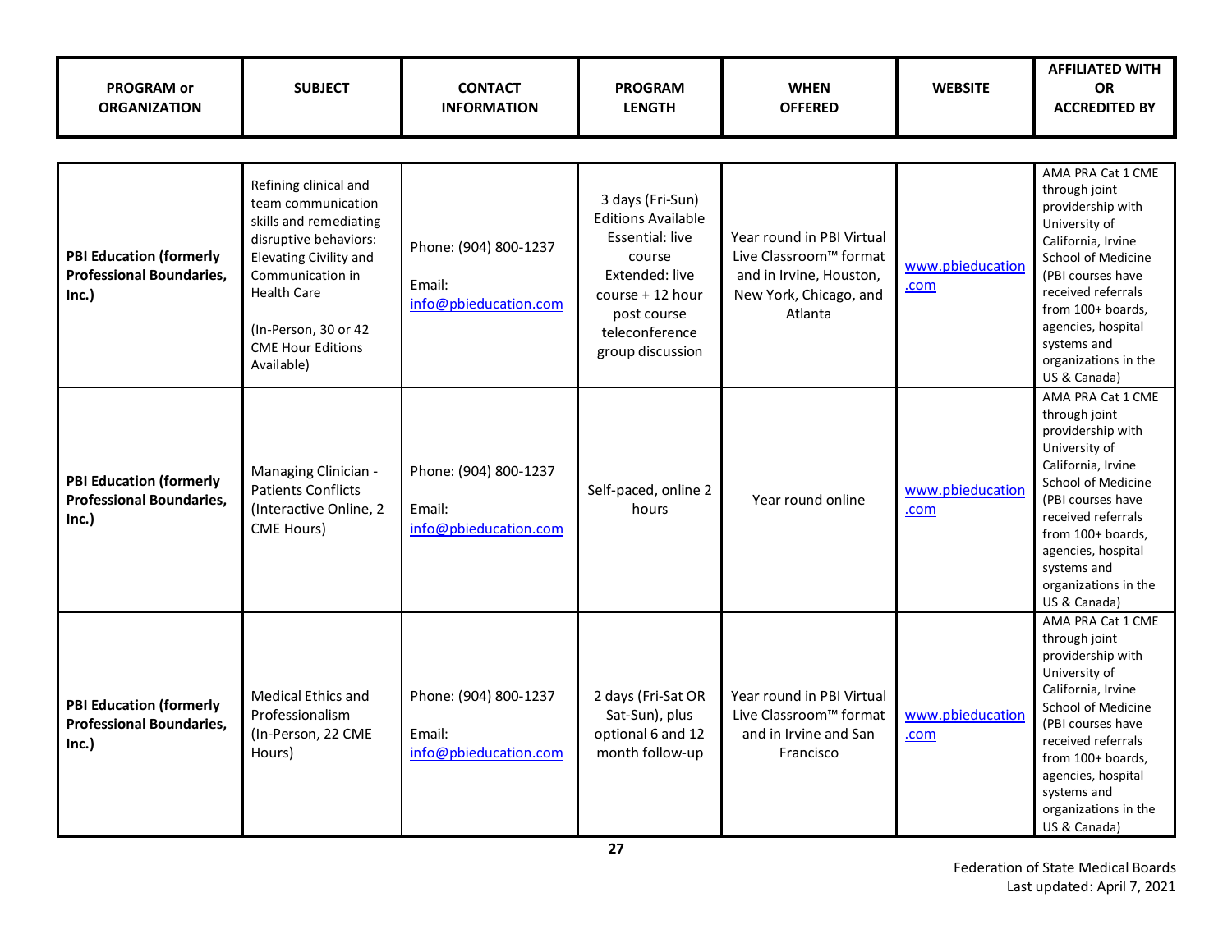| PROGRAM or ORGANIZATION | SUBJECT | CONTACT INFORMATION | PROGRAM LENGTH | WHEN OFFERED | WEBSITE | AFFILIATED WITH OR ACCREDITED BY |
|---|---|---|---|---|---|---|
| **PBI Education (formerly Professional Boundaries, Inc.)** | Refining clinical and team communication skills and remediating disruptive behaviors: Elevating Civility and Communication in Health Care<br><br>(In-Person, 30 or 42 CME Hour Editions Available) | Phone: (904) 800-1237<br><br>Email: info@pbieducation.com | 3 days (Fri-Sun) Editions Available Essential: live course Extended: live course + 12 hour post course teleconference group discussion | Year round in PBI Virtual Live Classroom™ format and in Irvine, Houston, New York, Chicago, and Atlanta | www.pbieducation.com | AMA PRA Cat 1 CME through joint providership with University of California, Irvine School of Medicine (PBI courses have received referrals from 100+ boards, agencies, hospital systems and organizations in the US & Canada) |
| **PBI Education (formerly Professional Boundaries, Inc.)** | Managing Clinician - Patients Conflicts (Interactive Online, 2 CME Hours) | Phone: (904) 800-1237<br><br>Email: info@pbieducation.com | Self-paced, online 2 hours | Year round online | www.pbieducation.com | AMA PRA Cat 1 CME through joint providership with University of California, Irvine School of Medicine (PBI courses have received referrals from 100+ boards, agencies, hospital systems and organizations in the US & Canada) |
| **PBI Education (formerly Professional Boundaries, Inc.)** | Medical Ethics and Professionalism (In-Person, 22 CME Hours) | Phone: (904) 800-1237<br><br>Email: info@pbieducation.com | 2 days (Fri-Sat OR Sat-Sun), plus optional 6 and 12 month follow-up | Year round in PBI Virtual Live Classroom™ format and in Irvine and San Francisco | www.pbieducation.com | AMA PRA Cat 1 CME through joint providership with University of California, Irvine School of Medicine (PBI courses have received referrals from 100+ boards, agencies, hospital systems and organizations in the US & Canada) |

Federation of State Medical Boards
Last updated: April 7, 2021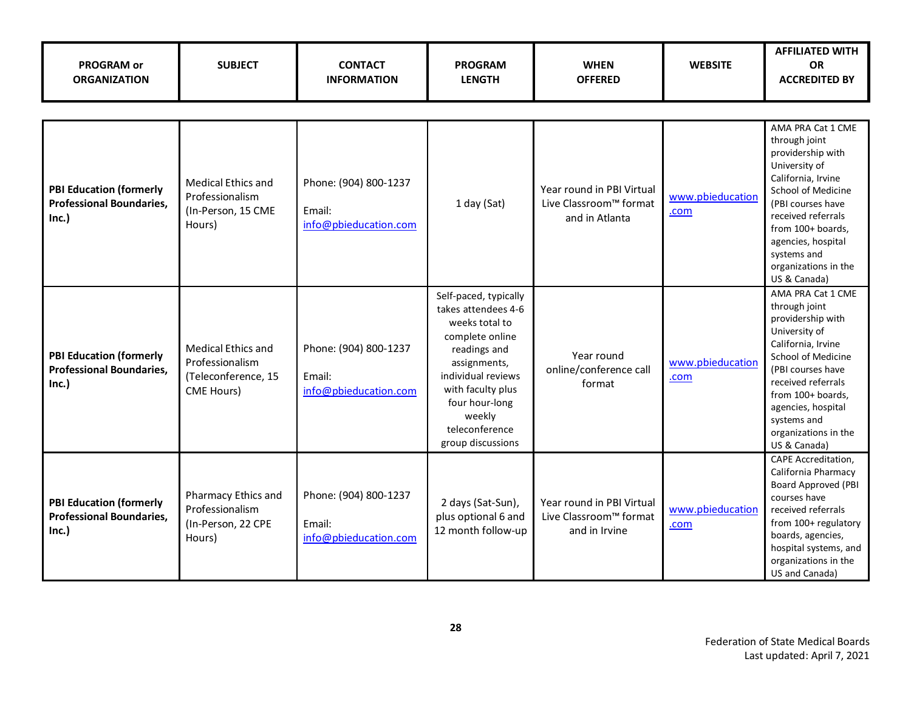| PROGRAM or ORGANIZATION | SUBJECT | CONTACT INFORMATION | PROGRAM LENGTH | WHEN OFFERED | WEBSITE | AFFILIATED WITH OR ACCREDITED BY |
|---|---|---|---|---|---|---|
| **PBI Education (formerly Professional Boundaries, Inc.)** | Medical Ethics and Professionalism (In-Person, 15 CME Hours) | Phone: (904) 800-1237<br><br>Email: info@pbieducation.com | 1 day (Sat) | Year round in PBI Virtual Live Classroom™ format and in Atlanta | www.pbieducation.com | AMA PRA Cat 1 CME through joint providership with University of California, Irvine School of Medicine (PBI courses have received referrals from 100+ boards, agencies, hospital systems and organizations in the US & Canada) |
| **PBI Education (formerly Professional Boundaries, Inc.)** | Medical Ethics and Professionalism (Teleconference, 15 CME Hours) | Phone: (904) 800-1237<br><br>Email: info@pbieducation.com | Self-paced, typically takes attendees 4-6 weeks total to complete online readings and assignments, individual reviews with faculty plus four hour-long weekly teleconference group discussions | Year round online/conference call format | www.pbieducation.com | AMA PRA Cat 1 CME through joint providership with University of California, Irvine School of Medicine (PBI courses have received referrals from 100+ boards, agencies, hospital systems and organizations in the US & Canada) |
| **PBI Education (formerly Professional Boundaries, Inc.)** | Pharmacy Ethics and Professionalism (In-Person, 22 CPE Hours) | Phone: (904) 800-1237<br><br>Email: info@pbieducation.com | 2 days (Sat-Sun), plus optional 6 and 12 month follow-up | Year round in PBI Virtual Live Classroom™ format and in Irvine | www.pbieducation.com | CAPE Accreditation, California Pharmacy Board Approved (PBI courses have received referrals from 100+ regulatory boards, agencies, hospital systems, and organizations in the US and Canada) |

Federation of State Medical Boards
Last updated: April 7, 2021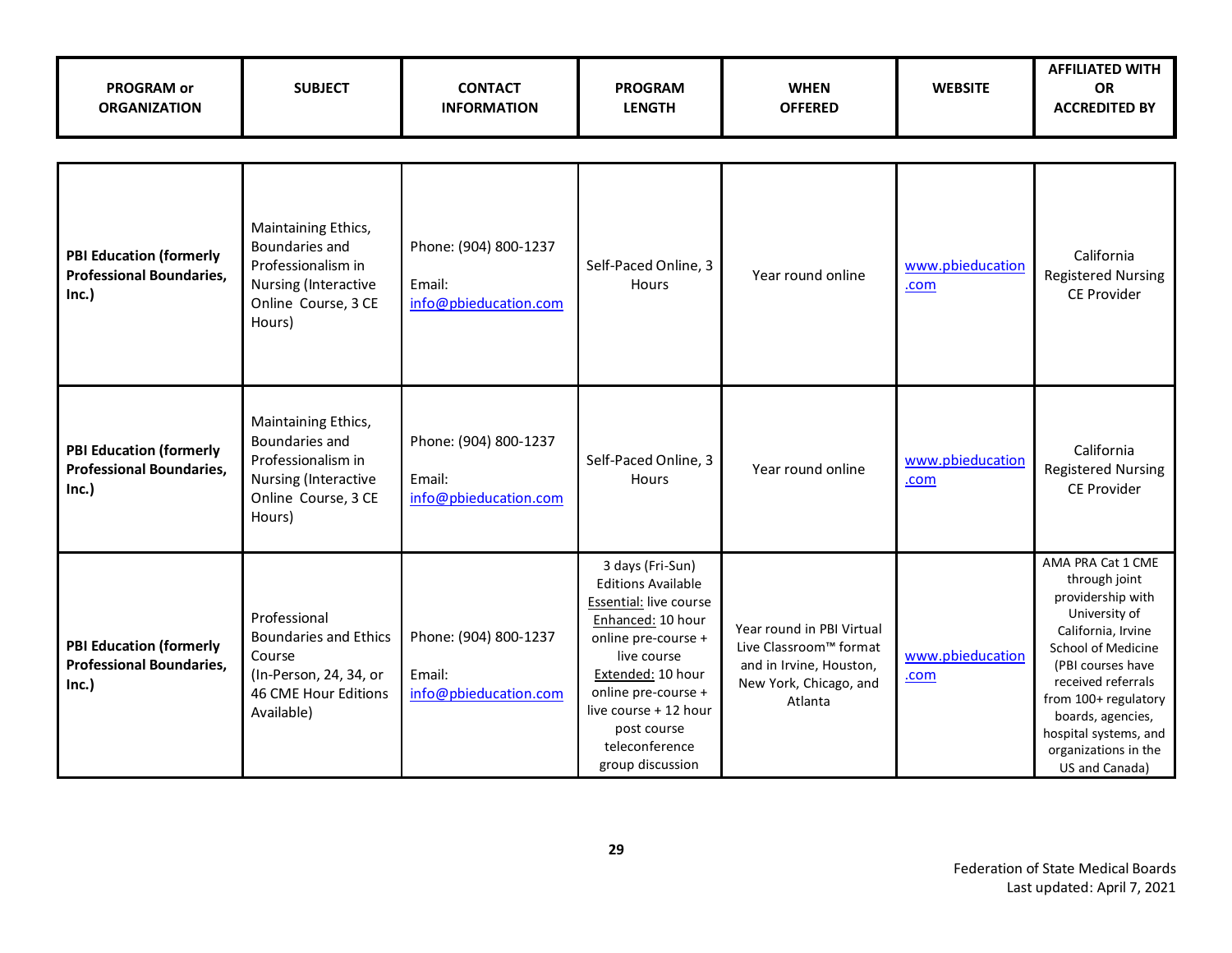| PROGRAM or ORGANIZATION | SUBJECT | CONTACT INFORMATION | PROGRAM LENGTH | WHEN OFFERED | WEBSITE | AFFILIATED WITH OR ACCREDITED BY |
|---|---|---|---|---|---|---|
| **PBI Education (formerly Professional Boundaries, Inc.)** | Maintaining Ethics, Boundaries and Professionalism in Nursing (Interactive Online Course, 3 CE Hours) | Phone: (904) 800-1237<br>Email: info@pbieducation.com | Self-Paced Online, 3 Hours | Year round online | www.pbieducation.com | California Registered Nursing CE Provider |
| **PBI Education (formerly Professional Boundaries, Inc.)** | Maintaining Ethics, Boundaries and Professionalism in Nursing (Interactive Online Course, 3 CE Hours) | Phone: (904) 800-1237<br>Email: info@pbieducation.com | Self-Paced Online, 3 Hours | Year round online | www.pbieducation.com | California Registered Nursing CE Provider |
| **PBI Education (formerly Professional Boundaries, Inc.)** | Professional Boundaries and Ethics Course<br>(In-Person, 24, 34, or 46 CME Hour Editions Available) | Phone: (904) 800-1237<br>Email: info@pbieducation.com | 3 days (Fri-Sun)<br>Editions Available<br>Essential: live course<br>Enhanced: 10 hour online pre-course + live course<br>Extended: 10 hour online pre-course + live course + 12 hour post course teleconference group discussion | Year round in PBI Virtual Live Classroom™ format and in Irvine, Houston, New York, Chicago, and Atlanta | www.pbieducation.com | AMA PRA Cat 1 CME through joint providership with University of California, Irvine School of Medicine (PBI courses have received referrals from 100+ regulatory boards, agencies, hospital systems, and organizations in the US and Canada) |

Federation of State Medical Boards
Last updated: April 7, 2021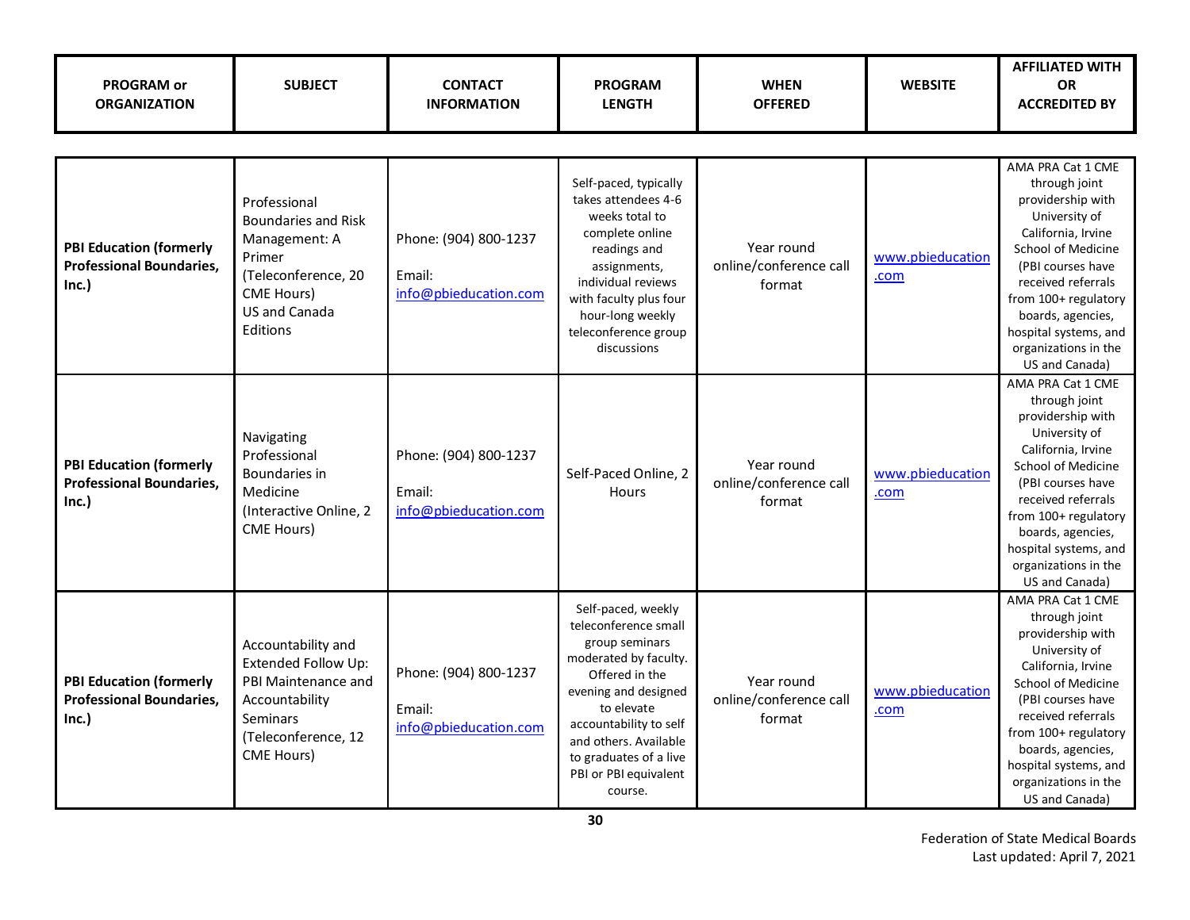| PROGRAM or ORGANIZATION | SUBJECT | CONTACT INFORMATION | PROGRAM LENGTH | WHEN OFFERED | WEBSITE | AFFILIATED WITH OR ACCREDITED BY |
|---|---|---|---|---|---|---|
| **PBI Education (formerly Professional Boundaries, Inc.)** | Professional Boundaries and Risk Management: A Primer (Teleconference, 20 CME Hours) US and Canada Editions | Phone: (904) 800-1237 Email: info@pbieducation.com | Self-paced, typically takes attendees 4-6 weeks total to complete online readings and assignments, individual reviews with faculty plus four hour-long weekly teleconference group discussions | Year round online/conference call format | www.pbieducation.com | AMA PRA Cat 1 CME through joint providership with University of California, Irvine School of Medicine (PBI courses have received referrals from 100+ regulatory boards, agencies, hospital systems, and organizations in the US and Canada) |
| **PBI Education (formerly Professional Boundaries, Inc.)** | Navigating Professional Boundaries in Medicine (Interactive Online, 2 CME Hours) | Phone: (904) 800-1237 Email: info@pbieducation.com | Self-Paced Online, 2 Hours | Year round online/conference call format | www.pbieducation.com | AMA PRA Cat 1 CME through joint providership with University of California, Irvine School of Medicine (PBI courses have received referrals from 100+ regulatory boards, agencies, hospital systems, and organizations in the US and Canada) |
| **PBI Education (formerly Professional Boundaries, Inc.)** | Accountability and Extended Follow Up: PBI Maintenance and Accountability Seminars (Teleconference, 12 CME Hours) | Phone: (904) 800-1237 Email: info@pbieducation.com | Self-paced, weekly teleconference small group seminars moderated by faculty. Offered in the evening and designed to elevate accountability to self and others. Available to graduates of a live PBI or PBI equivalent course. | Year round online/conference call format | www.pbieducation.com | AMA PRA Cat 1 CME through joint providership with University of California, Irvine School of Medicine (PBI courses have received referrals from 100+ regulatory boards, agencies, hospital systems, and organizations in the US and Canada) |

Federation of State Medical Boards
Last updated: April 7, 2021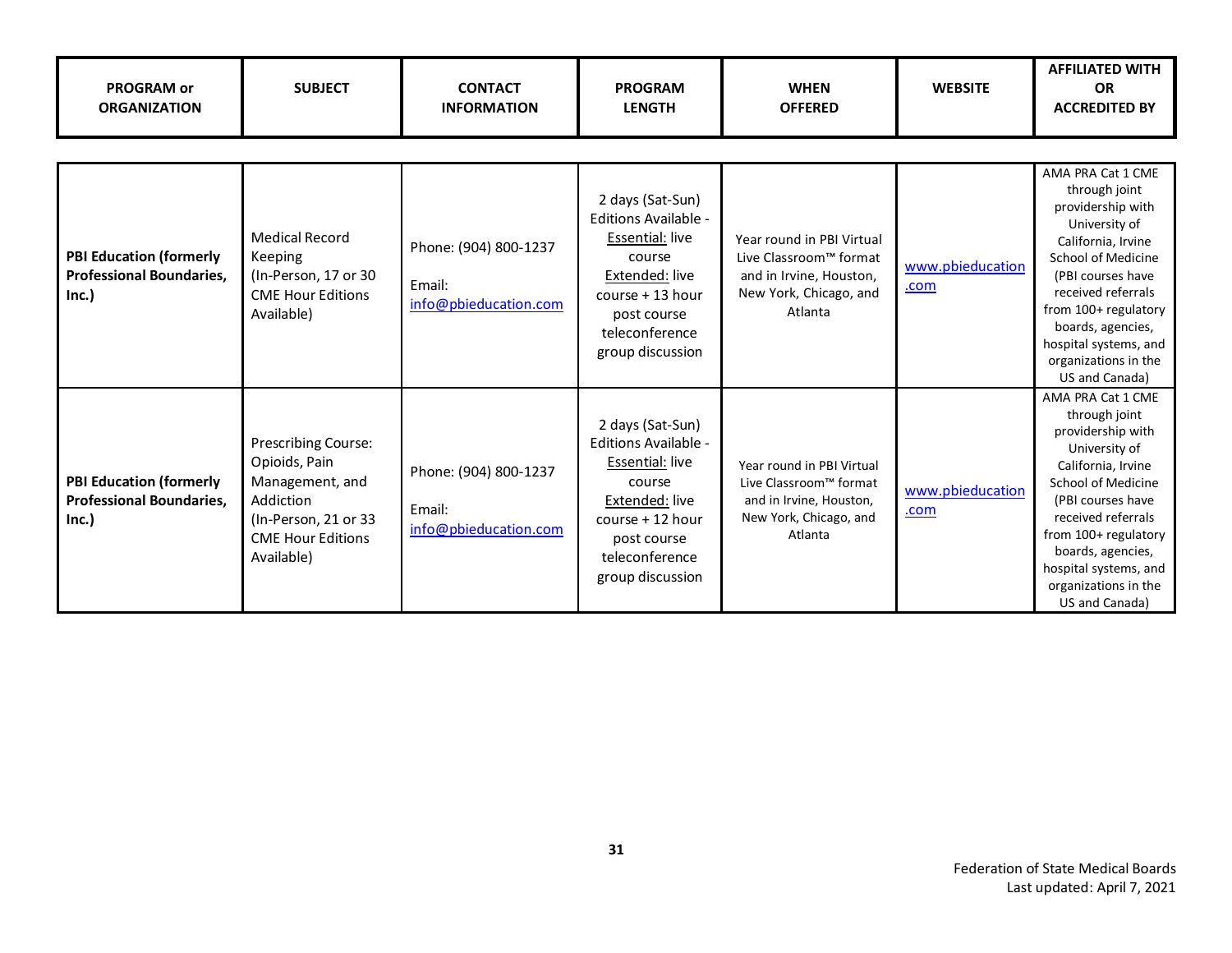| PROGRAM or ORGANIZATION | SUBJECT | CONTACT INFORMATION | PROGRAM LENGTH | WHEN OFFERED | WEBSITE | AFFILIATED WITH OR ACCREDITED BY |
|---|---|---|---|---|---|---|
| **PBI Education (formerly Professional Boundaries, Inc.)** | Medical Record Keeping (In-Person, 17 or 30 CME Hour Editions Available) | Phone: (904) 800-1237<br>Email: info@pbieducation.com | 2 days (Sat-Sun) Editions Available - Essential: live course Extended: live course + 13 hour post course teleconference group discussion | Year round in PBI Virtual Live Classroom™ format and in Irvine, Houston, New York, Chicago, and Atlanta | www.pbieducation.com | AMA PRA Cat 1 CME through joint providership with University of California, Irvine School of Medicine (PBI courses have received referrals from 100+ regulatory boards, agencies, hospital systems, and organizations in the US and Canada) |
| **PBI Education (formerly Professional Boundaries, Inc.)** | Prescribing Course: Opioids, Pain Management, and Addiction (In-Person, 21 or 33 CME Hour Editions Available) | Phone: (904) 800-1237<br>Email: info@pbieducation.com | 2 days (Sat-Sun) Editions Available - Essential: live course Extended: live course + 12 hour post course teleconference group discussion | Year round in PBI Virtual Live Classroom™ format and in Irvine, Houston, New York, Chicago, and Atlanta | www.pbieducation.com | AMA PRA Cat 1 CME through joint providership with University of California, Irvine School of Medicine (PBI courses have received referrals from 100+ regulatory boards, agencies, hospital systems, and organizations in the US and Canada) |

Federation of State Medical Boards
Last updated: April 7, 2021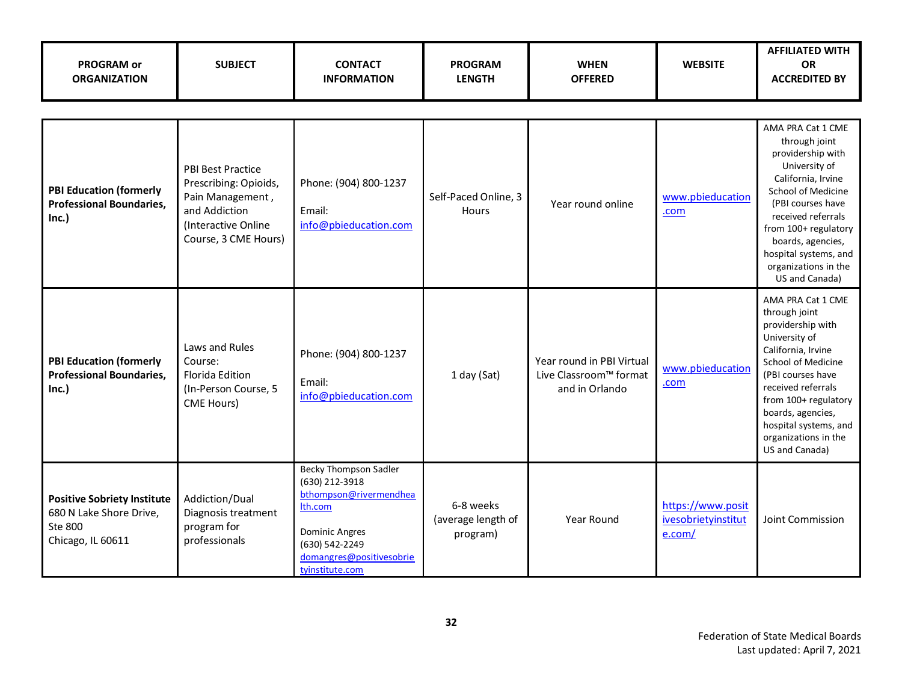| PROGRAM or ORGANIZATION | SUBJECT | CONTACT INFORMATION | PROGRAM LENGTH | WHEN OFFERED | WEBSITE | AFFILIATED WITH OR ACCREDITED BY |
|---|---|---|---|---|---|---|
| **PBI Education (formerly Professional Boundaries, Inc.)** | PBI Best Practice Prescribing: Opioids, Pain Management , and Addiction (Interactive Online Course, 3 CME Hours) | Phone: (904) 800-1237<br>Email: info@pbieducation.com | Self-Paced Online, 3 Hours | Year round online | www.pbieducation.com | AMA PRA Cat 1 CME through joint providership with University of California, Irvine School of Medicine (PBI courses have received referrals from 100+ regulatory boards, agencies, hospital systems, and organizations in the US and Canada) |
| **PBI Education (formerly Professional Boundaries, Inc.)** | Laws and Rules Course: Florida Edition (In-Person Course, 5 CME Hours) | Phone: (904) 800-1237<br>Email: info@pbieducation.com | 1 day (Sat) | Year round in PBI Virtual Live Classroom™ format and in Orlando | www.pbieducation.com | AMA PRA Cat 1 CME through joint providership with University of California, Irvine School of Medicine (PBI courses have received referrals from 100+ regulatory boards, agencies, hospital systems, and organizations in the US and Canada) |
| **Positive Sobriety Institute** 680 N Lake Shore Drive, Ste 800 Chicago, IL 60611 | Addiction/Dual Diagnosis treatment program for professionals | Becky Thompson Sadler (630) 212-3918 bthompson@rivermendhealth.com<br>Dominic Angres (630) 542-2249 domangres@positivesobrietyinstitute.com | 6-8 weeks (average length of program) | Year Round | https://www.positivesobrietyinstitute.com/ | Joint Commission |

Federation of State Medical Boards
Last updated: April 7, 2021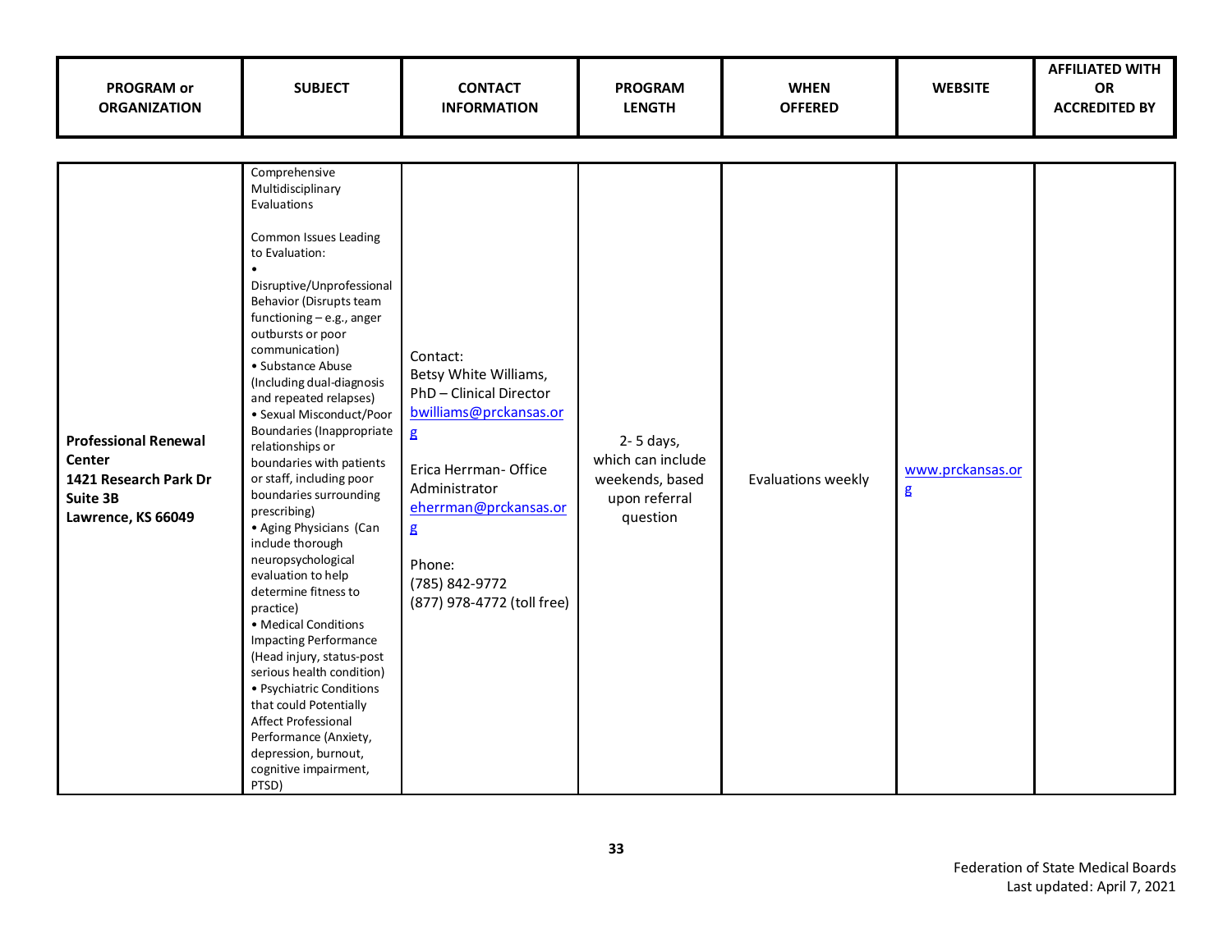| PROGRAM or ORGANIZATION | SUBJECT | CONTACT INFORMATION | PROGRAM LENGTH | WHEN OFFERED | WEBSITE | AFFILIATED WITH OR ACCREDITED BY |
|---|---|---|---|---|---|---|
| **Professional Renewal Center 1421 Research Park Dr Suite 3B Lawrence, KS 66049** | Comprehensive Multidisciplinary Evaluations<br><br>Common Issues Leading to Evaluation:<br>• Disruptive/Unprofessional Behavior (Disrupts team functioning – e.g., anger outbursts or poor communication)<br>• Substance Abuse (Including dual-diagnosis and repeated relapses)<br>• Sexual Misconduct/Poor Boundaries (Inappropriate relationships or boundaries with patients or staff, including poor boundaries surrounding prescribing)<br>• Aging Physicians (Can include thorough neuropsychological evaluation to help determine fitness to practice)<br>• Medical Conditions Impacting Performance (Head injury, status-post serious health condition)<br>• Psychiatric Conditions that could Potentially Affect Professional Performance (Anxiety, depression, burnout, cognitive impairment, PTSD) | Contact:<br>Betsy White Williams, PhD – Clinical Director<br>bwilliams@prckansas.org<br><br>Erica Herrman- Office Administrator<br>eherrman@prckansas.org<br><br>Phone:<br>(785) 842-9772<br>(877) 978-4772 (toll free) | 2- 5 days, which can include weekends, based upon referral question | Evaluations weekly | www.prckansas.org | |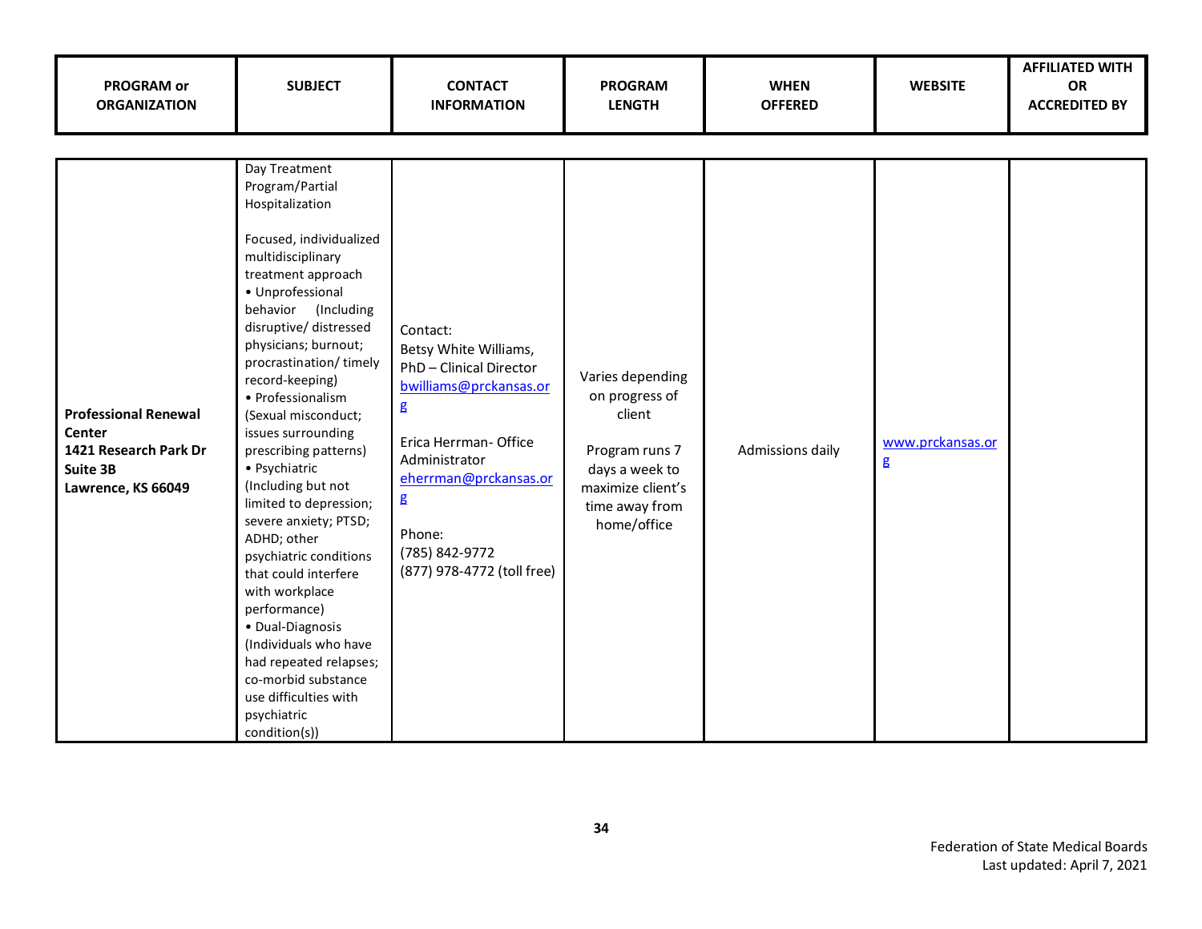| PROGRAM or ORGANIZATION | SUBJECT | CONTACT INFORMATION | PROGRAM LENGTH | WHEN OFFERED | WEBSITE | AFFILIATED WITH OR ACCREDITED BY |
|---|---|---|---|---|---|---|
| **Professional Renewal Center 1421 Research Park Dr Suite 3B Lawrence, KS 66049** | Day Treatment Program/Partial Hospitalization<br><br>Focused, individualized multidisciplinary treatment approach<br>• Unprofessional behavior (Including disruptive/ distressed physicians; burnout; procrastination/ timely record-keeping)<br>• Professionalism (Sexual misconduct; issues surrounding prescribing patterns)<br>• Psychiatric (Including but not limited to depression; severe anxiety; PTSD; ADHD; other psychiatric conditions that could interfere with workplace performance)<br>• Dual-Diagnosis (Individuals who have had repeated relapses; co-morbid substance use difficulties with psychiatric condition(s)) | Contact:<br>Betsy White Williams, PhD – Clinical Director<br>bwilliams@prckansas.org<br><br>Erica Herrman- Office Administrator<br>eherrman@prckansas.org<br><br>Phone:<br>(785) 842-9772<br>(877) 978-4772 (toll free) | Varies depending on progress of client<br><br>Program runs 7 days a week to maximize client's time away from home/office | Admissions daily | www.prckansas.org | |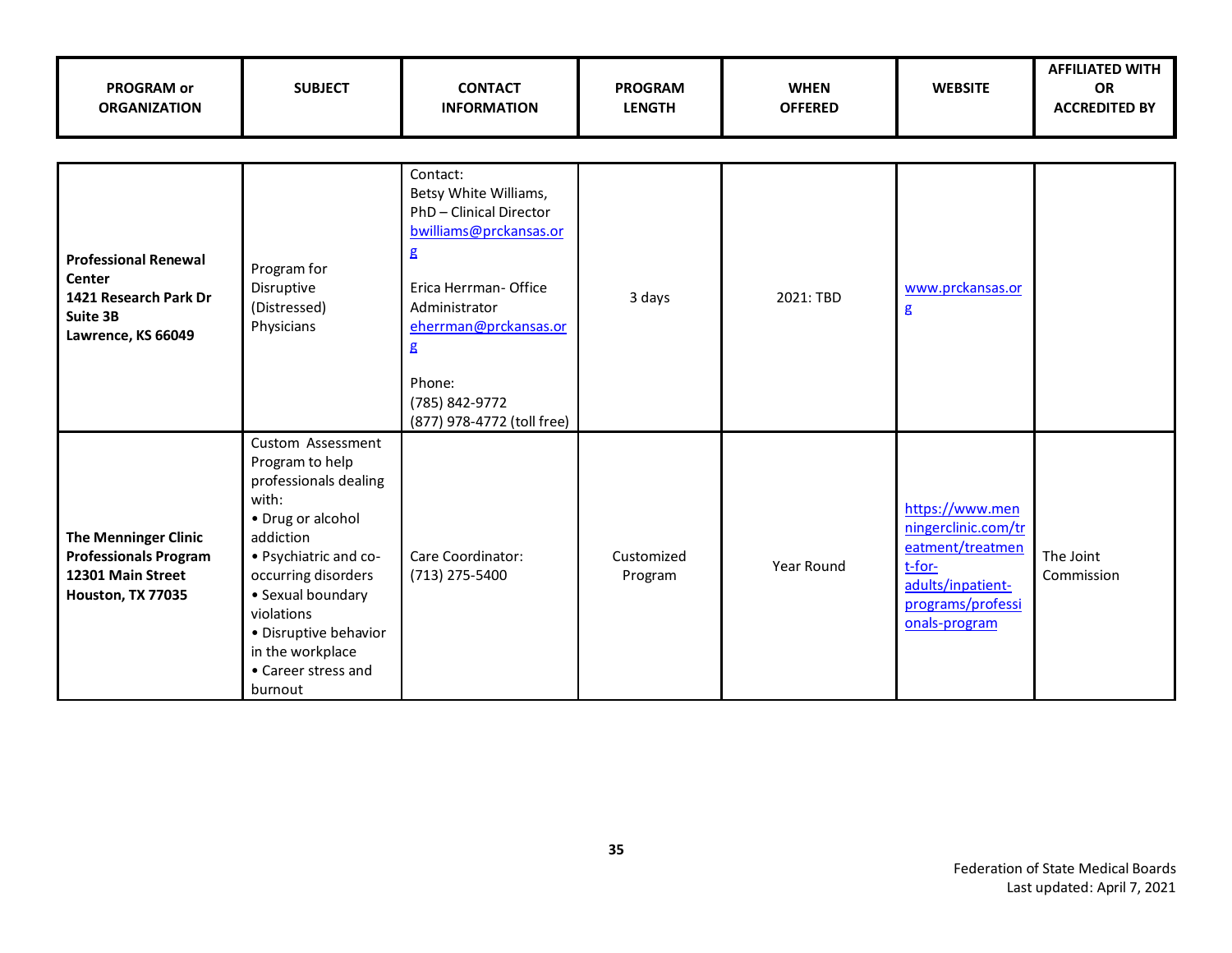| PROGRAM or ORGANIZATION | SUBJECT | CONTACT INFORMATION | PROGRAM LENGTH | WHEN OFFERED | WEBSITE | AFFILIATED WITH OR ACCREDITED BY |
|---|---|---|---|---|---|---|
| **Professional Renewal Center**<br>**1421 Research Park Dr**<br>**Suite 3B**<br>**Lawrence, KS 66049** | Program for Disruptive (Distressed) Physicians | Contact:<br>Betsy White Williams, PhD – Clinical Director<br>bwilliams@prckansas.org<br><br>Erica Herrman- Office Administrator<br>eherrman@prckansas.org<br><br>Phone:<br>(785) 842-9772<br>(877) 978-4772 (toll free) | 3 days | 2021: TBD | www.prckansas.org | |
| **The Menninger Clinic Professionals Program**<br>**12301 Main Street**<br>**Houston, TX 77035** | Custom Assessment Program to help professionals dealing with:<br>• Drug or alcohol addiction<br>• Psychiatric and co-occurring disorders<br>• Sexual boundary violations<br>• Disruptive behavior in the workplace<br>• Career stress and burnout | Care Coordinator:<br>(713) 275-5400 | Customized Program | Year Round | https://www.menningerclinic.com/treatment/treatment-for-adults/inpatient-programs/professionals-program | The Joint Commission |

Federation of State Medical Boards
Last updated: April 7, 2021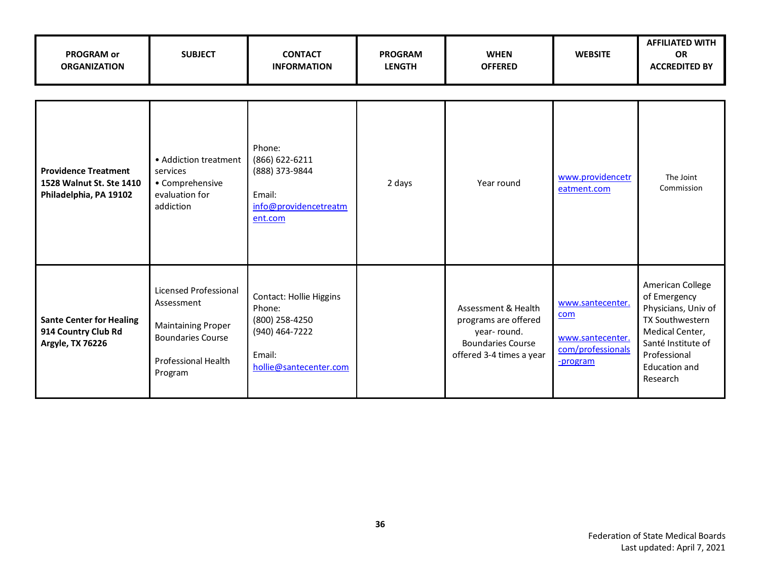| PROGRAM or ORGANIZATION | SUBJECT | CONTACT INFORMATION | PROGRAM LENGTH | WHEN OFFERED | WEBSITE | AFFILIATED WITH OR ACCREDITED BY |
|---|---|---|---|---|---|---|
| **Providence Treatment 1528 Walnut St. Ste 1410 Philadelphia, PA 19102** | • Addiction treatment services<br>• Comprehensive evaluation for addiction | Phone:<br>(866) 622-6211<br>(888) 373-9844<br><br>Email:<br>info@providencetreatment.com | 2 days | Year round | www.providencetreatment.com | The Joint Commission |
| **Sante Center for Healing 914 Country Club Rd Argyle, TX 76226** | Licensed Professional Assessment<br><br>Maintaining Proper Boundaries Course<br><br>Professional Health Program | Contact: Hollie Higgins<br>Phone:<br>(800) 258-4250<br>(940) 464-7222<br><br>Email:<br>hollie@santecenter.com | | Assessment & Health programs are offered year- round. Boundaries Course offered 3-4 times a year | www.santecenter.com<br><br>www.santecenter.com/professionals-program | American College of Emergency Physicians, Univ of TX Southwestern Medical Center, Santé Institute of Professional Education and Research |

Federation of State Medical Boards
Last updated: April 7, 2021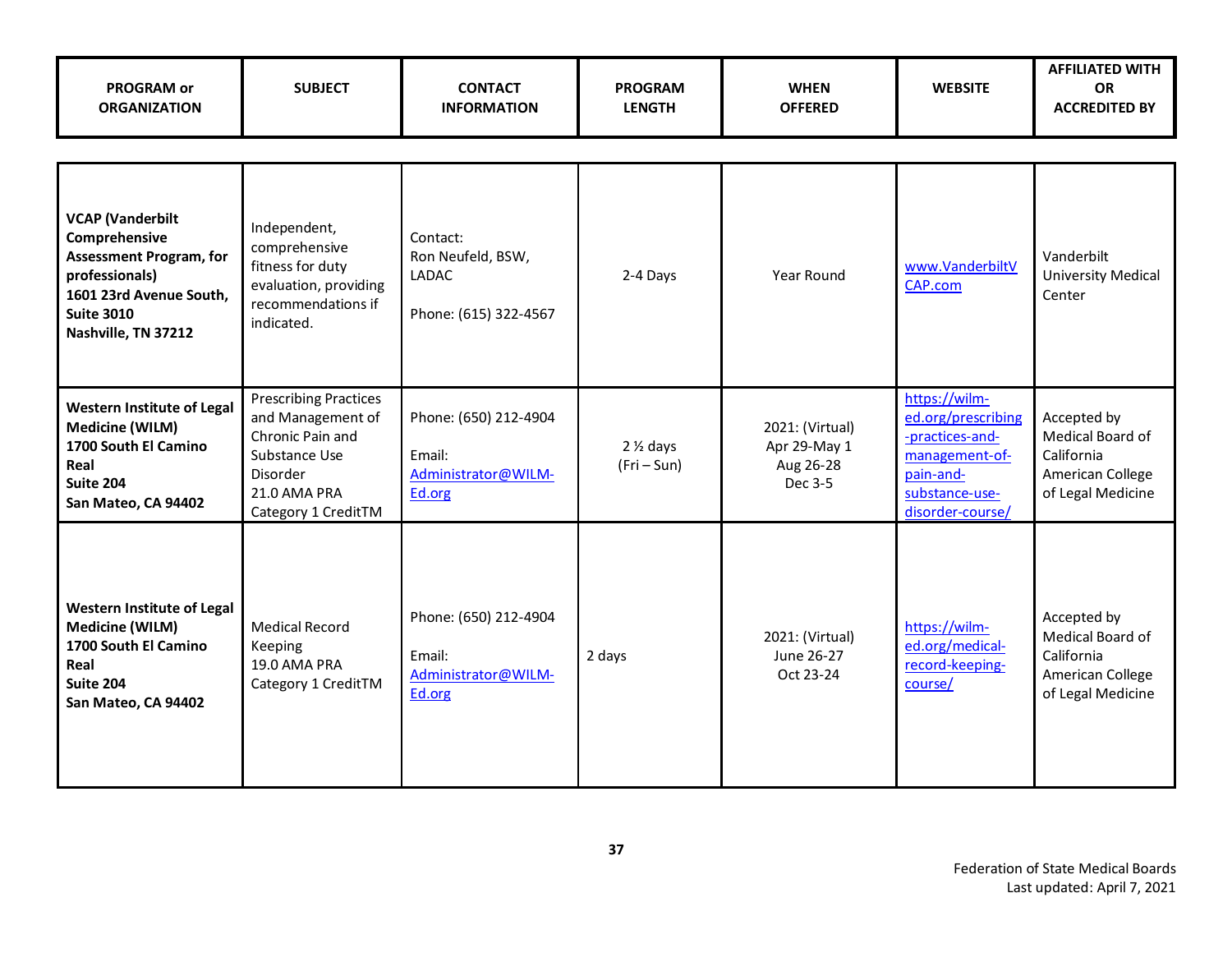| PROGRAM or ORGANIZATION | SUBJECT | CONTACT INFORMATION | PROGRAM LENGTH | WHEN OFFERED | WEBSITE | AFFILIATED WITH OR ACCREDITED BY |
|---|---|---|---|---|---|---|
| **VCAP (Vanderbilt Comprehensive Assessment Program, for professionals)**<br>**1601 23rd Avenue South, Suite 3010**<br>**Nashville, TN 37212** | Independent, comprehensive fitness for duty evaluation, providing recommendations if indicated. | Contact:<br>Ron Neufeld, BSW, LADAC<br><br>Phone: (615) 322-4567 | 2-4 Days | Year Round | www.VanderbiltVCAP.com | Vanderbilt University Medical Center |
| **Western Institute of Legal Medicine (WILM)**<br>**1700 South El Camino Real**<br>**Suite 204**<br>**San Mateo, CA 94402** | Prescribing Practices and Management of Chronic Pain and Substance Use Disorder<br>21.0 AMA PRA Category 1 CreditTM | Phone: (650) 212-4904<br><br>Email:<br>Administrator@WILM-Ed.org | 2 ½ days<br>(Fri – Sun) | 2021: (Virtual)<br>Apr 29-May 1<br>Aug 26-28<br>Dec 3-5 | https://wilm-ed.org/prescribing-practices-and-management-of-pain-and-substance-use-disorder-course/ | Accepted by Medical Board of California<br>American College of Legal Medicine |
| **Western Institute of Legal Medicine (WILM)**<br>**1700 South El Camino Real**<br>**Suite 204**<br>**San Mateo, CA 94402** | Medical Record Keeping<br>19.0 AMA PRA Category 1 CreditTM | Phone: (650) 212-4904<br><br>Email:<br>Administrator@WILM-Ed.org | 2 days | 2021: (Virtual)<br>June 26-27<br>Oct 23-24 | https://wilm-ed.org/medical-record-keeping-course/ | Accepted by Medical Board of California<br>American College of Legal Medicine |

Federation of State Medical Boards
Last updated: April 7, 2021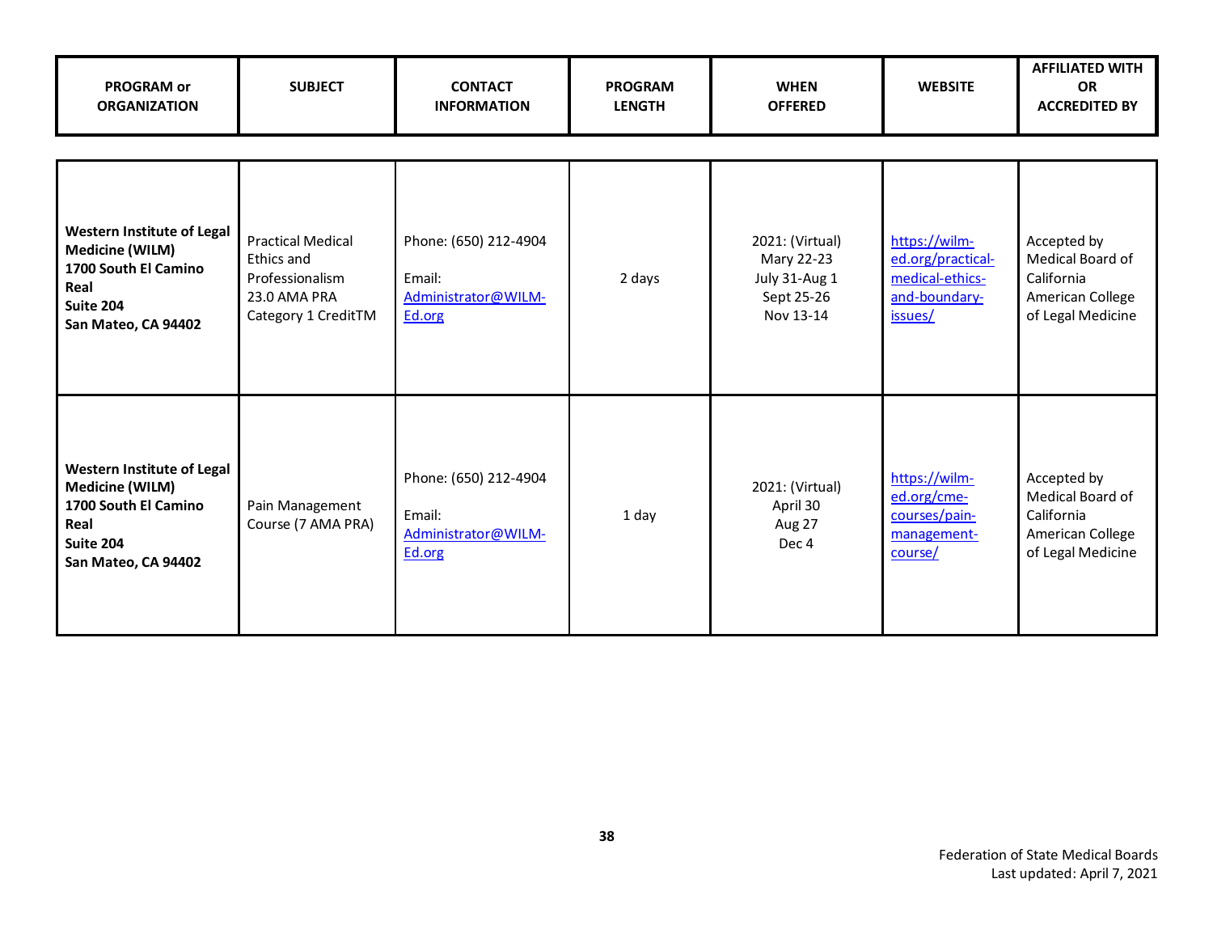| PROGRAM or ORGANIZATION | SUBJECT | CONTACT INFORMATION | PROGRAM LENGTH | WHEN OFFERED | WEBSITE | AFFILIATED WITH OR ACCREDITED BY |
|---|---|---|---|---|---|---|
| **Western Institute of Legal Medicine (WILM)**<br>**1700 South El Camino Real**<br>**Suite 204**<br>**San Mateo, CA 94402** | Practical Medical Ethics and Professionalism 23.0 AMA PRA Category 1 CreditTM | Phone: (650) 212-4904<br><br>Email: Administrator@WILM-Ed.org | 2 days | 2021: (Virtual)<br>Mary 22-23<br>July 31-Aug 1<br>Sept 25-26<br>Nov 13-14 | https://wilm-ed.org/practical-medical-ethics-and-boundary-issues/ | Accepted by Medical Board of California<br>American College of Legal Medicine |
| **Western Institute of Legal Medicine (WILM)**<br>**1700 South El Camino Real**<br>**Suite 204**<br>**San Mateo, CA 94402** | Pain Management Course (7 AMA PRA) | Phone: (650) 212-4904<br><br>Email: Administrator@WILM-Ed.org | 1 day | 2021: (Virtual)<br>April 30<br>Aug 27<br>Dec 4 | https://wilm-ed.org/cme-courses/pain-management-course/ | Accepted by Medical Board of California<br>American College of Legal Medicine |

Federation of State Medical Boards
Last updated: April 7, 2021